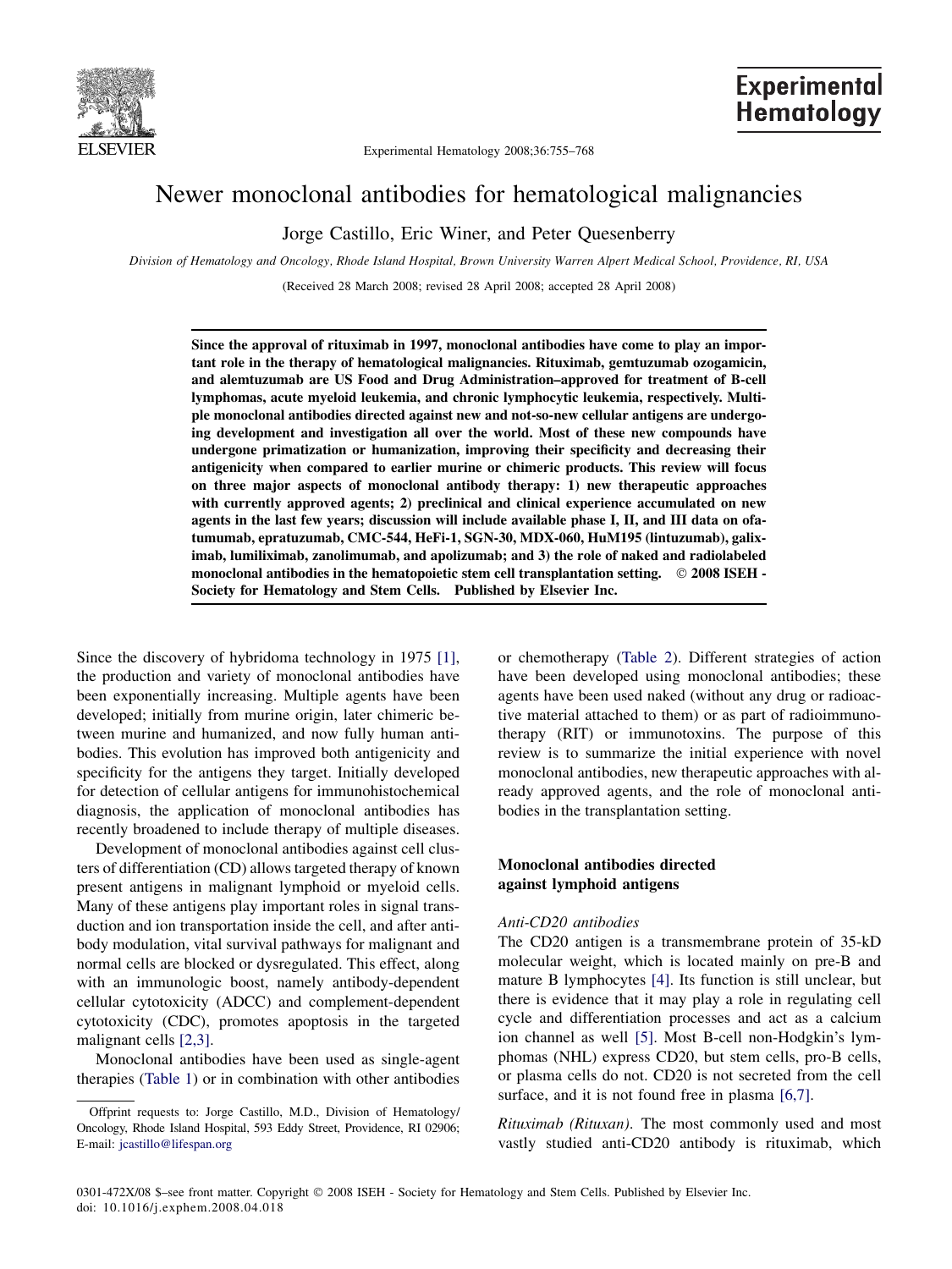# Newer monoclonal antibodies for hematological malignancies

Jorge Castillo, Eric Winer, and Peter Quesenberry

*Division of Hematology and Oncology, Rhode Island Hospital, Brown University Warren Alpert Medical School, Providence, RI, USA*

(Received 28 March 2008; revised 28 April 2008; accepted 28 April 2008)

**Since the approval of rituximab in 1997, monoclonal antibodies have come to play an important role in the therapy of hematological malignancies. Rituximab, gemtuzumab ozogamicin, and alemtuzumab are US Food and Drug Administration–approved for treatment of B-cell lymphomas, acute myeloid leukemia, and chronic lymphocytic leukemia, respectively. Multiple monoclonal antibodies directed against new and not-so-new cellular antigens are undergoing development and investigation all over the world. Most of these new compounds have undergone primatization or humanization, improving their specificity and decreasing their antigenicity when compared to earlier murine or chimeric products. This review will focus on three major aspects of monoclonal antibody therapy: 1) new therapeutic approaches with currently approved agents; 2) preclinical and clinical experience accumulated on new agents in the last few years; discussion will include available phase I, II, and III data on ofatumumab, epratuzumab, CMC-544, HeFi-1, SGN-30, MDX-060, HuM195 (lintuzumab), galiximab, lumiliximab, zanolimumab, and apolizumab; and 3) the role of naked and radiolabeled monoclonal antibodies in the hematopoietic stem cell transplantation setting. © 2008 ISEH - Society for Hematology and Stem Cells. Published by Elsevier Inc.**

Since the discovery of hybridoma technology in 1975 [1], the production and variety of monoclonal antibodies have been exponentially increasing. Multiple agents have been developed; initially from murine origin, later chimeric between murine and humanized, and now fully human antibodies. This evolution has improved both antigenicity and specificity for the antigens they target. Initially developed for detection of cellular antigens for immunohistochemical diagnosis, the application of monoclonal antibodies has recently broadened to include therapy of multiple diseases.

Development of monoclonal antibodies against cell clusters of differentiation (CD) allows targeted therapy of known present antigens in malignant lymphoid or myeloid cells. Many of these antigens play important roles in signal transduction and ion transportation inside the cell, and after antibody modulation, vital survival pathways for malignant and normal cells are blocked or dysregulated. This effect, along with an immunologic boost, namely antibody-dependent cellular cytotoxicity (ADCC) and complement-dependent cytotoxicity (CDC), promotes apoptosis in the targeted malignant cells [2,3].

Monoclonal antibodies have been used as single-agent therapies (Table 1) or in combination with other antibodies or chemotherapy (Table 2). Different strategies of action have been developed using monoclonal antibodies; these agents have been used naked (without any drug or radioactive material attached to them) or as part of radioimmunotherapy (RIT) or immunotoxins. The purpose of this review is to summarize the initial experience with novel monoclonal antibodies, new therapeutic approaches with already approved agents, and the role of monoclonal antibodies in the transplantation setting.

## Monoclonal antibodies directed against lymphoid antigens

### *Anti-CD20 antibodies*

The CD20 antigen is a transmembrane protein of 35-kD molecular weight, which is located mainly on pre-B and mature B lymphocytes [4]. Its function is still unclear, but there is evidence that it may play a role in regulating cell cycle and differentiation processes and act as a calcium ion channel as well [5]. Most B-cell non-Hodgkin's lymphomas (NHL) express CD20, but stem cells, pro-B cells, or plasma cells do not. CD20 is not secreted from the cell surface, and it is not found free in plasma [6,7].

*Rituximab (Rituxan).* The most commonly used and most vastly studied anti-CD20 antibody is rituximab, which

Offprint requests to: Jorge Castillo, M.D., Division of Hematology/Oncology, Rhode Island Hospital, 593 Eddy Street, Providence, RI 02906; E-mail: jcastillo@lifespan.org

0301-472X/08 $–see front matter. Copyright © 2008 ISEH - Society for Hematology and Stem Cells. Published by Elsevier Inc.
doi: 10.1016/j.exphem.2008.04.018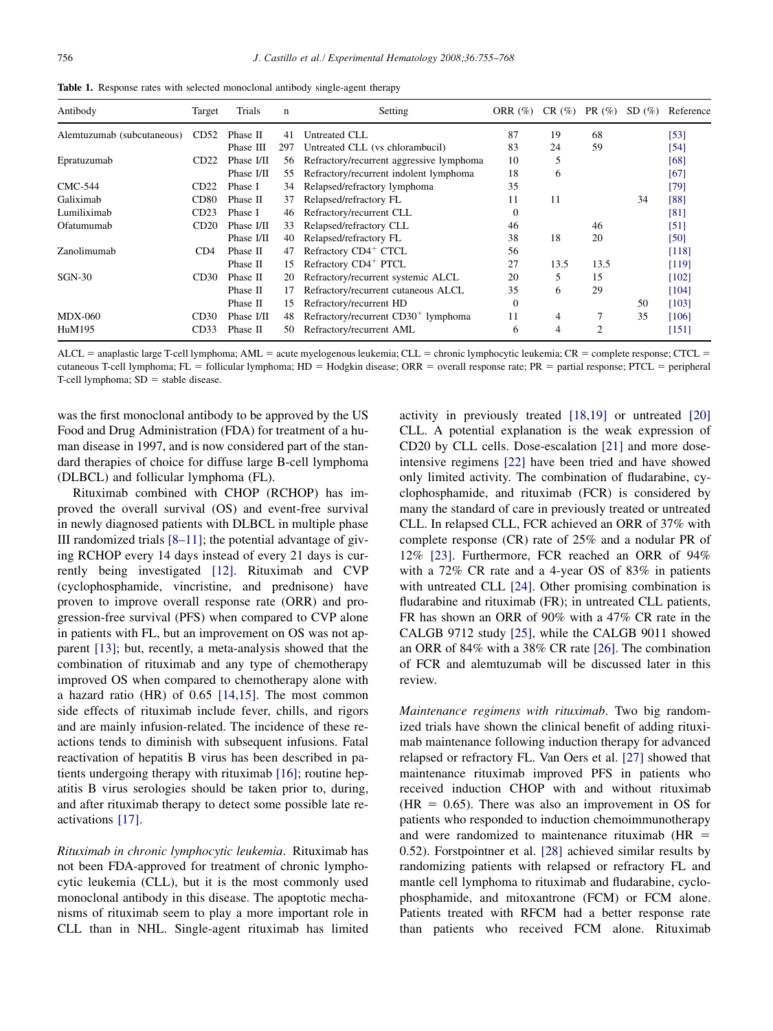**Table 1.** Response rates with selected monoclonal antibody single-agent therapy

| Antibody | Target | Trials | n | Setting | ORR (%) | CR (%) | PR (%) | SD (%) | Reference |
|---|---|---|---|---|---|---|---|---|---|
| Alemtuzumab (subcutaneous) | CD52 | Phase II | 41 | Untreated CLL | 87 | 19 | 68 | | [53] |
| | | Phase III | 297 | Untreated CLL (vs chlorambucil) | 83 | 24 | 59 | | [54] |
| Epratuzumab | CD22 | Phase I/II | 56 | Refractory/recurrent aggressive lymphoma | 10 | 5 | | | [68] |
| | | Phase I/II | 55 | Refractory/recurrent indolent lymphoma | 18 | 6 | | | [67] |
| CMC-544 | CD22 | Phase I | 34 | Relapsed/refractory lymphoma | 35 | | | | [79] |
| Galiximab | CD80 | Phase II | 37 | Relapsed/refractory FL | 11 | 11 | | 34 | [88] |
| Lumiliximab | CD23 | Phase I | 46 | Refractory/recurrent CLL | 0 | | | | [81] |
| Ofatumumab | CD20 | Phase I/II | 33 | Relapsed/refractory CLL | 46 | | 46 | | [51] |
| | | Phase I/II | 40 | Relapsed/refractory FL | 38 | 18 | 20 | | [50] |
| Zanolimumab | CD4 | Phase II | 47 | Refractory $CD4^+$ CTCL | 56 | | | | [118] |
| | | Phase II | 15 | Refractory $CD4^+$ PTCL | 27 | 13.5 | 13.5 | | [119] |
| SGN-30 | CD30 | Phase II | 20 | Refractory/recurrent systemic ALCL | 20 | 5 | 15 | | [102] |
| | | Phase II | 17 | Refractory/recurrent cutaneous ALCL | 35 | 6 | 29 | | [104] |
| | | Phase II | 15 | Refractory/recurrent HD | 0 | | | 50 | [103] |
| MDX-060 | CD30 | Phase I/II | 48 | Refractory/recurrent $CD30^+$ lymphoma | 11 | 4 | 7 | 35 | [106] |
| HuM195 | CD33 | Phase II | 50 | Refractory/recurrent AML | 6 | 4 | 2 | | [151] |

ALCL = anaplastic large T-cell lymphoma; AML = acute myelogenous leukemia; CLL = chronic lymphocytic leukemia; CR = complete response; CTCL = cutaneous T-cell lymphoma; FL = follicular lymphoma; HD = Hodgkin disease; ORR = overall response rate; PR = partial response; PTCL = peripheral T-cell lymphoma; SD = stable disease.

was the first monoclonal antibody to be approved by the US Food and Drug Administration (FDA) for treatment of a human disease in 1997, and is now considered part of the standard therapies of choice for diffuse large B-cell lymphoma (DLBCL) and follicular lymphoma (FL).

Rituximab combined with CHOP (RCHOP) has improved the overall survival (OS) and event-free survival in newly diagnosed patients with DLBCL in multiple phase III randomized trials [8–11]; the potential advantage of giving RCHOP every 14 days instead of every 21 days is currently being investigated [12]. Rituximab and CVP (cyclophosphamide, vincristine, and prednisone) have proven to improve overall response rate (ORR) and progression-free survival (PFS) when compared to CVP alone in patients with FL, but an improvement on OS was not apparent [13]; but, recently, a meta-analysis showed that the combination of rituximab and any type of chemotherapy improved OS when compared to chemotherapy alone with a hazard ratio (HR) of 0.65 [14,15]. The most common side effects of rituximab include fever, chills, and rigors and are mainly infusion-related. The incidence of these reactions tends to diminish with subsequent infusions. Fatal reactivation of hepatitis B virus has been described in patients undergoing therapy with rituximab [16]; routine hepatitis B virus serologies should be taken prior to, during, and after rituximab therapy to detect some possible late reactivations [17].

*Rituximab in chronic lymphocytic leukemia.* Rituximab has not been FDA-approved for treatment of chronic lymphocytic leukemia (CLL), but it is the most commonly used monoclonal antibody in this disease. The apoptotic mechanisms of rituximab seem to play a more important role in CLL than in NHL. Single-agent rituximab has limited activity in previously treated [18,19] or untreated [20] CLL. A potential explanation is the weak expression of CD20 by CLL cells. Dose-escalation [21] and more dose-intensive regimens [22] have been tried and have showed only limited activity. The combination of fludarabine, cyclophosphamide, and rituximab (FCR) is considered by many the standard of care in previously treated or untreated CLL. In relapsed CLL, FCR achieved an ORR of 37% with complete response (CR) rate of 25% and a nodular PR of 12% [23]. Furthermore, FCR reached an ORR of 94% with a 72% CR rate and a 4-year OS of 83% in patients with untreated CLL [24]. Other promising combination is fludarabine and rituximab (FR); in untreated CLL patients, FR has shown an ORR of 90% with a 47% CR rate in the CALGB 9712 study [25], while the CALGB 9011 showed an ORR of 84% with a 38% CR rate [26]. The combination of FCR and alemtuzumab will be discussed later in this review.

*Maintenance regimens with rituximab.* Two big randomized trials have shown the clinical benefit of adding rituximab maintenance following induction therapy for advanced relapsed or refractory FL. Van Oers et al. [27] showed that maintenance rituximab improved PFS in patients who received induction CHOP with and without rituximab (HR = 0.65). There was also an improvement in OS for patients who responded to induction chemoimmunotherapy and were randomized to maintenance rituximab (HR = 0.52). Forstpointner et al. [28] achieved similar results by randomizing patients with relapsed or refractory FL and mantle cell lymphoma to rituximab and fludarabine, cyclophosphamide, and mitoxantrone (FCM) or FCM alone. Patients treated with RFCM had a better response rate than patients who received FCM alone. Rituximab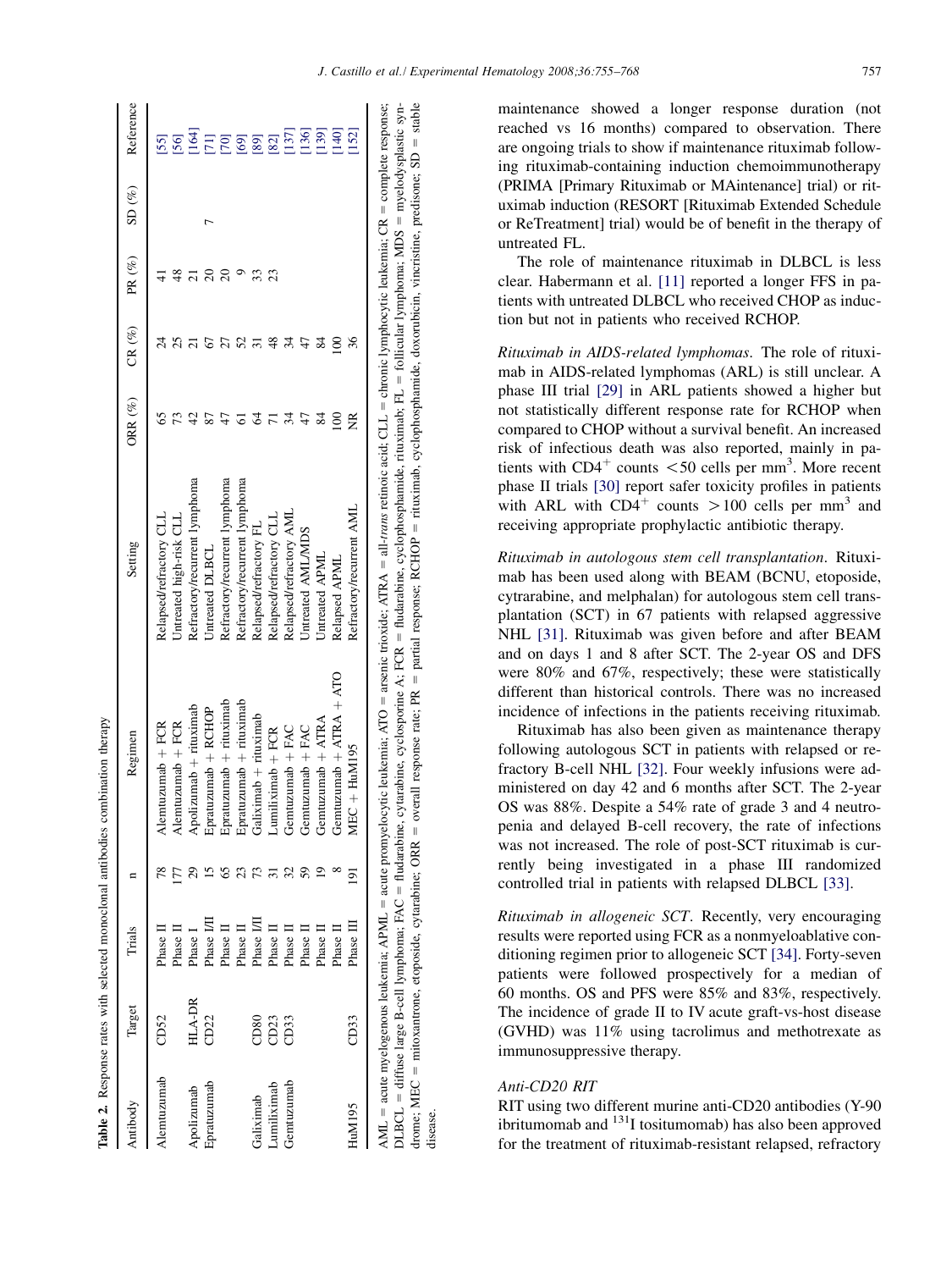**Table 2.** Response rates with selected monoclonal antibodies combination therapy

| Antibody | Target | Trials | n | Regimen | Setting | ORR (%) | CR (%) | PR (%) | SD (%) | Reference |
|---|---|---|---|---|---|---|---|---|---|---|
| Alemtuzumab | CD52 | Phase II | 78 | Alemtuzumab + FCR | Relapsed/refractory CLL | 65 | 24 | 41 | | [55] |
| | | Phase II | 177 | Alemtuzumab + FCR | Untreated high-risk CLL | 73 | 25 | 48 | | [56] |
| Apolizumab | HLA-DR | Phase I | 29 | Apolizumab + rituximab | Refractory/recurrent lymphoma | 42 | 21 | 21 | | [164] |
| Epratuzumab | CD22 | Phase I/II | 15 | Epratuzumab + RCHOP | Untreated DLBCL | 87 | 67 | 20 | 7 | [71] |
| | | Phase II | 65 | Epratuzumab + rituximab | Refractory/recurrent lymphoma | 47 | 27 | 20 | | [70] |
| | | Phase II | 23 | Epratuzumab + rituximab | Refractory/recurrent lymphoma | 61 | 52 | 9 | | [69] |
| Galiximab | CD80 | Phase I/II | 73 | Galiximab + rituximab | Relapsed/refractory FL | 64 | 31 | 33 | | [89] |
| Lumiliximab | CD23 | Phase II | 31 | Lumiliximab + FCR | Relapsed/refractory CLL | 71 | 48 | 23 | | [82] |
| Gemtuzumab | CD33 | Phase II | 32 | Gemtuzumab + FAC | Relapsed/refractory AML | 34 | 34 | | | [137] |
| | | Phase II | 59 | Gemtuzumab + FAC | Untreated AML/MDS | 47 | 47 | | | [136] |
| | | Phase II | 19 | Gemtuzumab + ATRA | Untreated APML | 84 | 84 | | | [139] |
| | | Phase II | 8 | Gemtuzumab + ATRA + ATO | Relapsed APML | 100 | 100 | | | [140] |
| HuM195 | CD33 | Phase III | 191 | MEC + HuM195 | Refractory/recurrent AML | NR | 36 | | | [152] |

AML = acute myelogenous leukemia; APML = acute promyelocytic leukemia; ATO = arsenic trioxide; ATRA = all-*trans* retinoic acid; CLL = chronic lymphocytic leukemia; CR = complete response; DLBCL = diffuse large B-cell lymphoma; FAC = fludarabine, cytarabine, cyclosporine A; FCR = fludarabine, cyclophosphamide, rituximab; FL = follicular lymphoma; MDS = myelodysplastic syndrome; MEC = mitoxantrone, etoposide, cytarabine; ORR = overall response rate; PR = partial response; RCHOP = rituximab, cyclophosphamide, doxorubicin, vincristine, predisone; SD = stable disease.

maintenance showed a longer response duration (not reached vs 16 months) compared to observation. There are ongoing trials to show if maintenance rituximab following rituximab-containing induction chemoimmunotherapy (PRIMA [Primary Rituximab or MAintenance] trial) or rituximab induction (RESORT [Rituximab Extended Schedule or ReTreatment] trial) would be of benefit in the therapy of untreated FL.

The role of maintenance rituximab in DLBCL is less clear. Habermann et al. [11] reported a longer FFS in patients with untreated DLBCL who received CHOP as induction but not in patients who received RCHOP.

*Rituximab in AIDS-related lymphomas*. The role of rituximab in AIDS-related lymphomas (ARL) is still unclear. A phase III trial [29] in ARL patients showed a higher but not statistically different response rate for RCHOP when compared to CHOP without a survival benefit. An increased risk of infectious death was also reported, mainly in patients with $CD4^+$ counts $<50$ cells per $mm^3$. More recent phase II trials [30] report safer toxicity profiles in patients with ARL with $CD4^+$ counts $>100$ cells per $mm^3$ and receiving appropriate prophylactic antibiotic therapy.

*Rituximab in autologous stem cell transplantation*. Rituximab has been used along with BEAM (BCNU, etoposide, cytarabine, and melphalan) for autologous stem cell transplantation (SCT) in 67 patients with relapsed aggressive NHL [31]. Rituximab was given before and after BEAM and on days 1 and 8 after SCT. The 2-year OS and DFS were 80% and 67%, respectively; these were statistically different than historical controls. There was no increased incidence of infections in the patients receiving rituximab.

Rituximab has also been given as maintenance therapy following autologous SCT in patients with relapsed or refractory B-cell NHL [32]. Four weekly infusions were administered on day 42 and 6 months after SCT. The 2-year OS was 88%. Despite a 54% rate of grade 3 and 4 neutropenia and delayed B-cell recovery, the rate of infections was not increased. The role of post-SCT rituximab is currently being investigated in a phase III randomized controlled trial in patients with relapsed DLBCL [33].

*Rituximab in allogeneic SCT*. Recently, very encouraging results were reported using FCR as a nonmyeloablative conditioning regimen prior to allogeneic SCT [34]. Forty-seven patients were followed prospectively for a median of 60 months. OS and PFS were 85% and 83%, respectively. The incidence of grade II to IV acute graft-vs-host disease (GVHD) was 11% using tacrolimus and methotrexate as immunosuppressive therapy.

### *Anti-CD20 RIT*

RIT using two different murine anti-CD20 antibodies (Y-90 ibritumomab and $^{131}$I tositumomab) has also been approved for the treatment of rituximab-resistant relapsed, refractory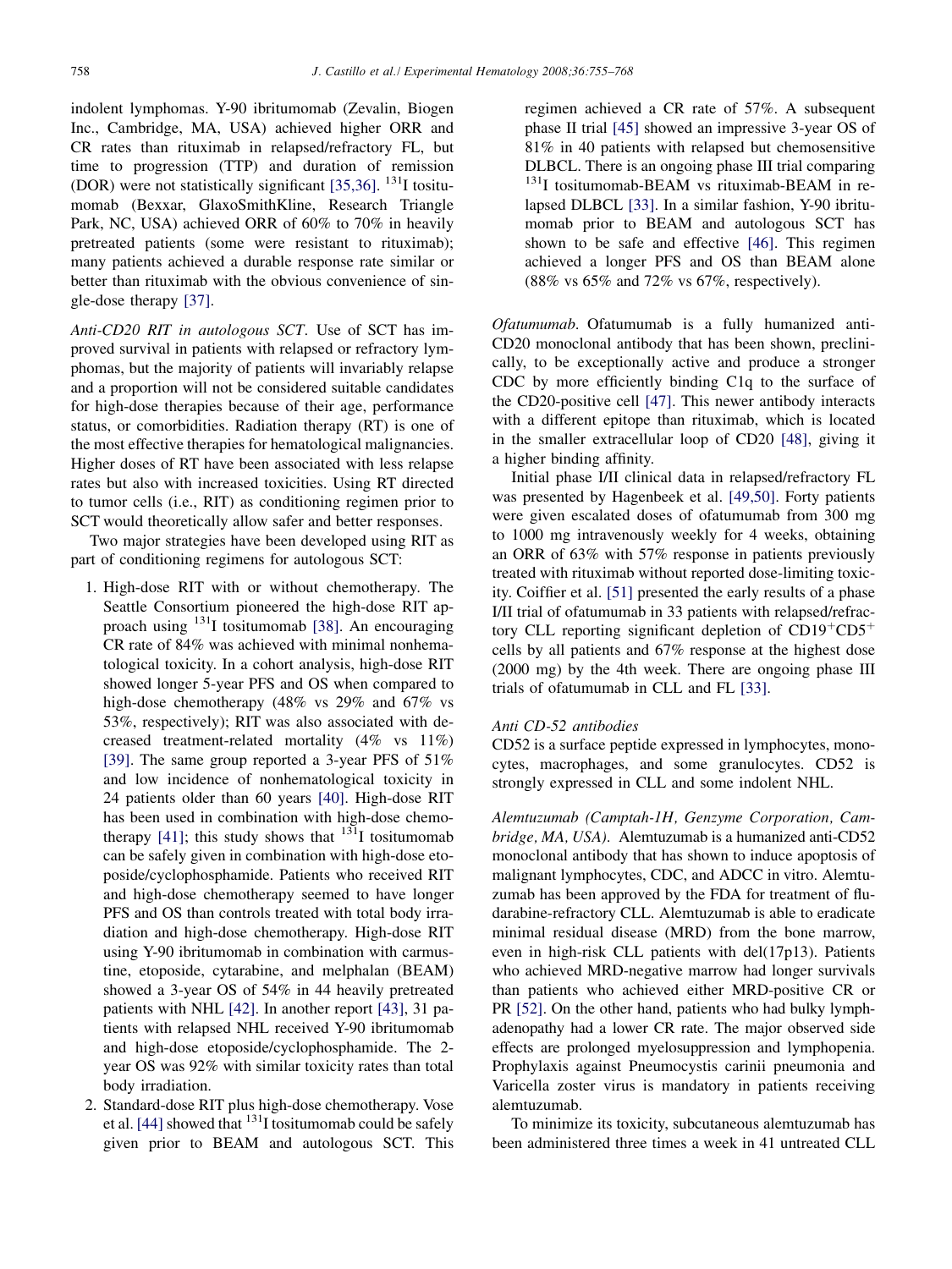indolent lymphomas. Y-90 ibritumomab (Zevalin, Biogen Inc., Cambridge, MA, USA) achieved higher ORR and CR rates than rituximab in relapsed/refractory FL, but time to progression (TTP) and duration of remission (DOR) were not statistically significant [35,36]. $^{131}$I tositumomab (Bexxar, GlaxoSmithKline, Research Triangle Park, NC, USA) achieved ORR of 60% to 70% in heavily pretreated patients (some were resistant to rituximab); many patients achieved a durable response rate similar or better than rituximab with the obvious convenience of single-dose therapy [37].

*Anti-CD20 RIT in autologous SCT*. Use of SCT has improved survival in patients with relapsed or refractory lymphomas, but the majority of patients will invariably relapse and a proportion will not be considered suitable candidates for high-dose therapies because of their age, performance status, or comorbidities. Radiation therapy (RT) is one of the most effective therapies for hematological malignancies. Higher doses of RT have been associated with less relapse rates but also with increased toxicities. Using RT directed to tumor cells (i.e., RIT) as conditioning regimen prior to SCT would theoretically allow safer and better responses.

Two major strategies have been developed using RIT as part of conditioning regimens for autologous SCT:

1. High-dose RIT with or without chemotherapy. The Seattle Consortium pioneered the high-dose RIT approach using $^{131}$I tositumomab [38]. An encouraging CR rate of 84% was achieved with minimal nonhematological toxicity. In a cohort analysis, high-dose RIT showed longer 5-year PFS and OS when compared to high-dose chemotherapy (48% vs 29% and 67% vs 53%, respectively); RIT was also associated with decreased treatment-related mortality (4% vs 11%) [39]. The same group reported a 3-year PFS of 51% and low incidence of nonhematological toxicity in 24 patients older than 60 years [40]. High-dose RIT has been used in combination with high-dose chemotherapy [41]; this study shows that $^{131}$I tositumomab can be safely given in combination with high-dose etoposide/cyclophosphamide. Patients who received RIT and high-dose chemotherapy seemed to have longer PFS and OS than controls treated with total body irradiation and high-dose chemotherapy. High-dose RIT using Y-90 ibritumomab in combination with carmustine, etoposide, cytarabine, and melphalan (BEAM) showed a 3-year OS of 54% in 44 heavily pretreated patients with NHL [42]. In another report [43], 31 patients with relapsed NHL received Y-90 ibritumomab and high-dose etoposide/cyclophosphamide. The 2-year OS was 92% with similar toxicity rates than total body irradiation.
2. Standard-dose RIT plus high-dose chemotherapy. Vose et al. [44] showed that $^{131}$I tositumomab could be safely given prior to BEAM and autologous SCT. This regimen achieved a CR rate of 57%. A subsequent phase II trial [45] showed an impressive 3-year OS of 81% in 40 patients with relapsed but chemosensitive DLBCL. There is an ongoing phase III trial comparing $^{131}$I tositumomab-BEAM vs rituximab-BEAM in relapsed DLBCL [33]. In a similar fashion, Y-90 ibritumomab prior to BEAM and autologous SCT has shown to be safe and effective [46]. This regimen achieved a longer PFS and OS than BEAM alone (88% vs 65% and 72% vs 67%, respectively).

*Ofatumumab*. Ofatumumab is a fully humanized anti-CD20 monoclonal antibody that has been shown, preclinically, to be exceptionally active and produce a stronger CDC by more efficiently binding C1q to the surface of the CD20-positive cell [47]. This newer antibody interacts with a different epitope than rituximab, which is located in the smaller extracellular loop of CD20 [48], giving it a higher binding affinity.

Initial phase I/II clinical data in relapsed/refractory FL was presented by Hagenbeek et al. [49,50]. Forty patients were given escalated doses of ofatumumab from 300 mg to 1000 mg intravenously weekly for 4 weeks, obtaining an ORR of 63% with 57% response in patients previously treated with rituximab without reported dose-limiting toxicity. Coiffier et al. [51] presented the early results of a phase I/II trial of ofatumumab in 33 patients with relapsed/refractory CLL reporting significant depletion of $CD19^{+}CD5^{+}$ cells by all patients and 67% response at the highest dose (2000 mg) by the 4th week. There are ongoing phase III trials of ofatumumab in CLL and FL [33].

### *Anti CD-52 antibodies*

CD52 is a surface peptide expressed in lymphocytes, monocytes, macrophages, and some granulocytes. CD52 is strongly expressed in CLL and some indolent NHL.

*Alemtuzumab (Camptah-1H, Genzyme Corporation, Cambridge, MA, USA).* Alemtuzumab is a humanized anti-CD52 monoclonal antibody that has shown to induce apoptosis of malignant lymphocytes, CDC, and ADCC in vitro. Alemtuzumab has been approved by the FDA for treatment of fludarabine-refractory CLL. Alemtuzumab is able to eradicate minimal residual disease (MRD) from the bone marrow, even in high-risk CLL patients with del(17p13). Patients who achieved MRD-negative marrow had longer survivals than patients who achieved either MRD-positive CR or PR [52]. On the other hand, patients who had bulky lymphadenopathy had a lower CR rate. The major observed side effects are prolonged myelosuppression and lymphopenia. Prophylaxis against Pneumocystis carinii pneumonia and Varicella zoster virus is mandatory in patients receiving alemtuzumab.

To minimize its toxicity, subcutaneous alemtuzumab has been administered three times a week in 41 untreated CLL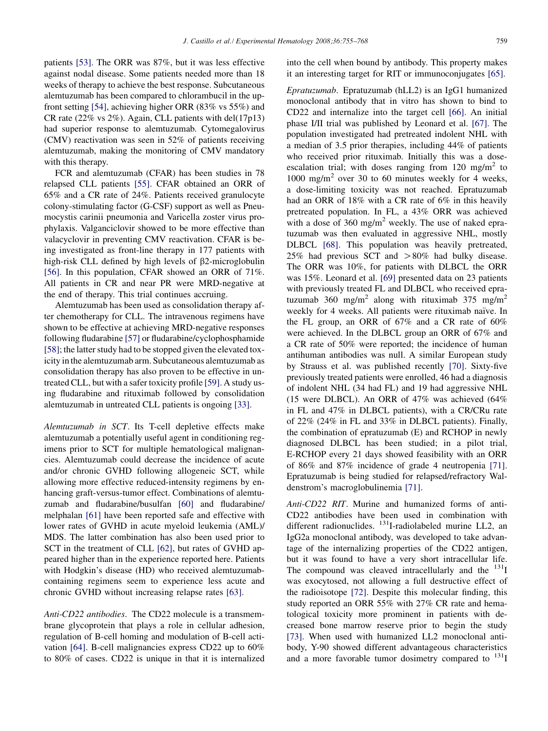patients [53]. The ORR was 87%, but it was less effective against nodal disease. Some patients needed more than 18 weeks of therapy to achieve the best response. Subcutaneous alemtuzumab has been compared to chlorambucil in the upfront setting [54], achieving higher ORR (83% vs 55%) and CR rate (22% vs 2%). Again, CLL patients with del(17p13) had superior response to alemtuzumab. Cytomegalovirus (CMV) reactivation was seen in 52% of patients receiving alemtuzumab, making the monitoring of CMV mandatory with this therapy.

FCR and alemtuzumab (CFAR) has been studies in 78 relapsed CLL patients [55]. CFAR obtained an ORR of 65% and a CR rate of 24%. Patients received granulocyte colony-stimulating factor (G-CSF) support as well as Pneumocystis carinii pneumonia and Varicella zoster virus prophylaxis. Valganciclovir showed to be more effective than valacyclovir in preventing CMV reactivation. CFAR is being investigated as front-line therapy in 177 patients with high-risk CLL defined by high levels of β2-microglobulin [56]. In this population, CFAR showed an ORR of 71%. All patients in CR and near PR were MRD-negative at the end of therapy. This trial continues accruing.

Alemtuzumab has been used as consolidation therapy after chemotherapy for CLL. The intravenous regimens have shown to be effective at achieving MRD-negative responses following fludarabine [57] or fludarabine/cyclophosphamide [58]; the latter study had to be stopped given the elevated toxicity in the alemtuzumab arm. Subcutaneous alemtuzumab as consolidation therapy has also proven to be effective in untreated CLL, but with a safer toxicity profile [59]. A study using fludarabine and rituximab followed by consolidation alemtuzumab in untreated CLL patients is ongoing [33].

*Alemtuzumab in SCT*. Its T-cell depletive effects make alemtuzumab a potentially useful agent in conditioning regimens prior to SCT for multiple hematological malignancies. Alemtuzumab could decrease the incidence of acute and/or chronic GVHD following allogeneic SCT, while allowing more effective reduced-intensity regimens by enhancing graft-versus-tumor effect. Combinations of alemtuzumab and fludarabine/busulfan [60] and fludarabine/melphalan [61] have been reported safe and effective with lower rates of GVHD in acute myeloid leukemia (AML)/MDS. The latter combination has also been used prior to SCT in the treatment of CLL [62], but rates of GVHD appeared higher than in the experience reported here. Patients with Hodgkin's disease (HD) who received alemtuzumab-containing regimens seem to experience less acute and chronic GVHD without increasing relapse rates [63].

*Anti-CD22 antibodies*. The CD22 molecule is a transmembrane glycoprotein that plays a role in cellular adhesion, regulation of B-cell homing and modulation of B-cell activation [64]. B-cell malignancies express CD22 up to 60% to 80% of cases. CD22 is unique in that it is internalized into the cell when bound by antibody. This property makes it an interesting target for RIT or immunoconjugates [65].

*Epratuzumab*. Epratuzumab (hLL2) is an IgG1 humanized monoclonal antibody that in vitro has shown to bind to CD22 and internalize into the target cell [66]. An initial phase I/II trial was published by Leonard et al. [67]. The population investigated had pretreated indolent NHL with a median of 3.5 prior therapies, including 44% of patients who received prior rituximab. Initially this was a dose-escalation trial; with doses ranging from 120 mg/m$^2$ to 1000 mg/m$^2$ over 30 to 60 minutes weekly for 4 weeks, a dose-limiting toxicity was not reached. Epratuzumab had an ORR of 18% with a CR rate of 6% in this heavily pretreated population. In FL, a 43% ORR was achieved with a dose of 360 mg/m$^2$ weekly. The use of naked epratuzumab was then evaluated in aggressive NHL, mostly DLBCL [68]. This population was heavily pretreated, 25% had previous SCT and >80% had bulky disease. The ORR was 10%, for patients with DLBCL the ORR was 15%. Leonard et al. [69] presented data on 23 patients with previously treated FL and DLBCL who received epratuzumab 360 mg/m$^2$ along with rituximab 375 mg/m$^2$ weekly for 4 weeks. All patients were rituximab naïve. In the FL group, an ORR of 67% and a CR rate of 60% were achieved. In the DLBCL group an ORR of 67% and a CR rate of 50% were reported; the incidence of human antihuman antibodies was null. A similar European study by Strauss et al. was published recently [70]. Sixty-five previously treated patients were enrolled, 46 had a diagnosis of indolent NHL (34 had FL) and 19 had aggressive NHL (15 were DLBCL). An ORR of 47% was achieved (64% in FL and 47% in DLBCL patients), with a CR/CRu rate of 22% (24% in FL and 33% in DLBCL patients). Finally, the combination of epratuzumab (E) and RCHOP in newly diagnosed DLBCL has been studied; in a pilot trial, E-RCHOP every 21 days showed feasibility with an ORR of 86% and 87% incidence of grade 4 neutropenia [71]. Epratuzumab is being studied for relapsed/refractory Waldenstrom's macroglobulinemia [71].

*Anti-CD22 RIT*. Murine and humanized forms of anti-CD22 antibodies have been used in combination with different radionuclides. $^{131}$I-radiolabeled murine LL2, an IgG2a monoclonal antibody, was developed to take advantage of the internalizing properties of the CD22 antigen, but it was found to have a very short intracellular life. The compound was cleaved intracellularly and the $^{131}$I was exocytosed, not allowing a full destructive effect of the radioisotope [72]. Despite this molecular finding, this study reported an ORR 55% with 27% CR rate and hematological toxicity more prominent in patients with decreased bone marrow reserve prior to begin the study [73]. When used with humanized LL2 monoclonal antibody, Y-90 showed different advantageous characteristics and a more favorable tumor dosimetry compared to $^{131}$I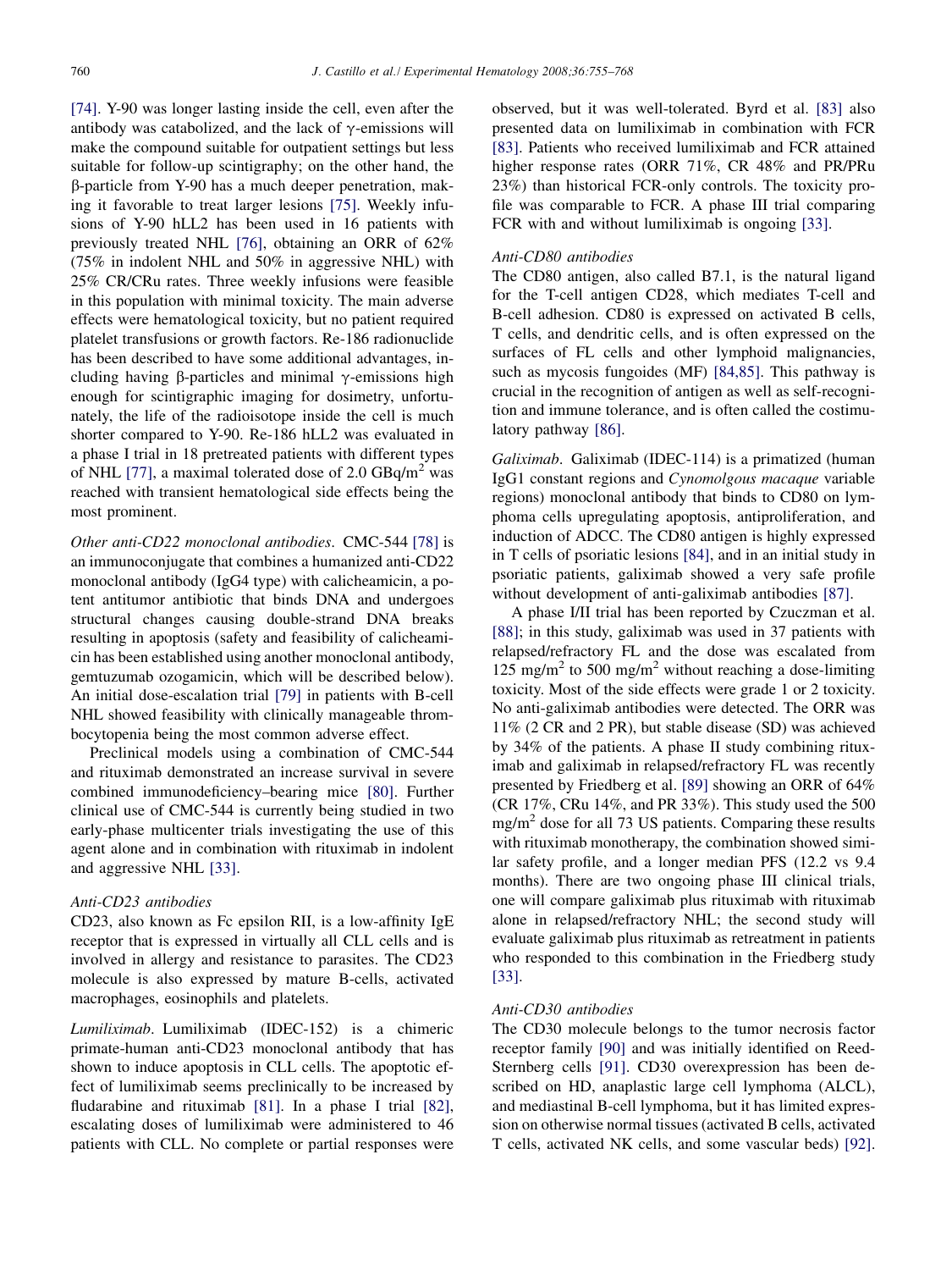[74]. Y-90 was longer lasting inside the cell, even after the antibody was catabolized, and the lack of γ-emissions will make the compound suitable for outpatient settings but less suitable for follow-up scintigraphy; on the other hand, the β-particle from Y-90 has a much deeper penetration, making it favorable to treat larger lesions [75]. Weekly infusions of Y-90 hLL2 has been used in 16 patients with previously treated NHL [76], obtaining an ORR of 62% (75% in indolent NHL and 50% in aggressive NHL) with 25% CR/CRu rates. Three weekly infusions were feasible in this population with minimal toxicity. The main adverse effects were hematological toxicity, but no patient required platelet transfusions or growth factors. Re-186 radionuclide has been described to have some additional advantages, including having β-particles and minimal γ-emissions high enough for scintigraphic imaging for dosimetry, unfortunately, the life of the radioisotope inside the cell is much shorter compared to Y-90. Re-186 hLL2 was evaluated in a phase I trial in 18 pretreated patients with different types of NHL [77], a maximal tolerated dose of 2.0 GBq/m$^2$ was reached with transient hematological side effects being the most prominent.

*Other anti-CD22 monoclonal antibodies*. CMC-544 [78] is an immunoconjugate that combines a humanized anti-CD22 monoclonal antibody (IgG4 type) with calicheamicin, a potent antitumor antibiotic that binds DNA and undergoes structural changes causing double-strand DNA breaks resulting in apoptosis (safety and feasibility of calicheamicin has been established using another monoclonal antibody, gemtuzumab ozogamicin, which will be described below). An initial dose-escalation trial [79] in patients with B-cell NHL showed feasibility with clinically manageable thrombocytopenia being the most common adverse effect.

Preclinical models using a combination of CMC-544 and rituximab demonstrated an increase survival in severe combined immunodeficiency–bearing mice [80]. Further clinical use of CMC-544 is currently being studied in two early-phase multicenter trials investigating the use of this agent alone and in combination with rituximab in indolent and aggressive NHL [33].

### Anti-CD23 antibodies

CD23, also known as Fc epsilon RII, is a low-affinity IgE receptor that is expressed in virtually all CLL cells and is involved in allergy and resistance to parasites. The CD23 molecule is also expressed by mature B-cells, activated macrophages, eosinophils and platelets.

*Lumiliximab*. Lumiliximab (IDEC-152) is a chimeric primate-human anti-CD23 monoclonal antibody that has shown to induce apoptosis in CLL cells. The apoptotic effect of lumiliximab seems preclinically to be increased by fludarabine and rituximab [81]. In a phase I trial [82], escalating doses of lumiliximab were administered to 46 patients with CLL. No complete or partial responses were observed, but it was well-tolerated. Byrd et al. [83] also presented data on lumiliximab in combination with FCR [83]. Patients who received lumiliximab and FCR attained higher response rates (ORR 71%, CR 48% and PR/PRu 23%) than historical FCR-only controls. The toxicity profile was comparable to FCR. A phase III trial comparing FCR with and without lumiliximab is ongoing [33].

### Anti-CD80 antibodies

The CD80 antigen, also called B7.1, is the natural ligand for the T-cell antigen CD28, which mediates T-cell and B-cell adhesion. CD80 is expressed on activated B cells, T cells, and dendritic cells, and is often expressed on the surfaces of FL cells and other lymphoid malignancies, such as mycosis fungoides (MF) [84,85]. This pathway is crucial in the recognition of antigen as well as self-recognition and immune tolerance, and is often called the costimulatory pathway [86].

*Galiximab*. Galiximab (IDEC-114) is a primatized (human IgG1 constant regions and *Cynomolgous macaque* variable regions) monoclonal antibody that binds to CD80 on lymphoma cells upregulating apoptosis, antiproliferation, and induction of ADCC. The CD80 antigen is highly expressed in T cells of psoriatic lesions [84], and in an initial study in psoriatic patients, galiximab showed a very safe profile without development of anti-galiximab antibodies [87].

A phase I/II trial has been reported by Czuczman et al. [88]; in this study, galiximab was used in 37 patients with relapsed/refractory FL and the dose was escalated from 125 mg/m$^2$ to 500 mg/m$^2$ without reaching a dose-limiting toxicity. Most of the side effects were grade 1 or 2 toxicity. No anti-galiximab antibodies were detected. The ORR was 11% (2 CR and 2 PR), but stable disease (SD) was achieved by 34% of the patients. A phase II study combining rituximab and galiximab in relapsed/refractory FL was recently presented by Friedberg et al. [89] showing an ORR of 64% (CR 17%, CRu 14%, and PR 33%). This study used the 500 mg/m$^2$ dose for all 73 US patients. Comparing these results with rituximab monotherapy, the combination showed similar safety profile, and a longer median PFS (12.2 vs 9.4 months). There are two ongoing phase III clinical trials, one will compare galiximab plus rituximab with rituximab alone in relapsed/refractory NHL; the second study will evaluate galiximab plus rituximab as retreatment in patients who responded to this combination in the Friedberg study [33].

### Anti-CD30 antibodies

The CD30 molecule belongs to the tumor necrosis factor receptor family [90] and was initially identified on Reed-Sternberg cells [91]. CD30 overexpression has been described on HD, anaplastic large cell lymphoma (ALCL), and mediastinal B-cell lymphoma, but it has limited expression on otherwise normal tissues (activated B cells, activated T cells, activated NK cells, and some vascular beds) [92].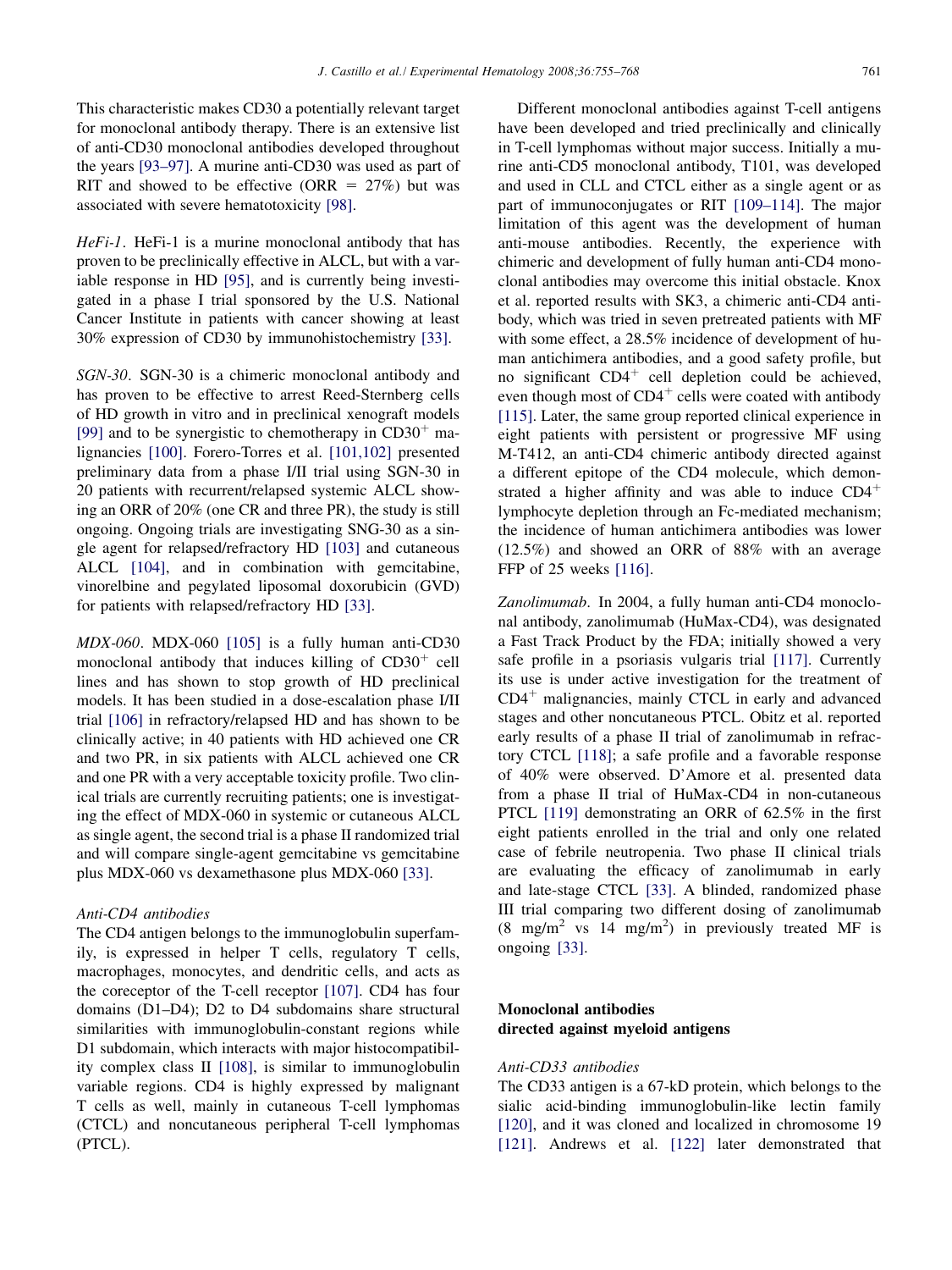This characteristic makes CD30 a potentially relevant target for monoclonal antibody therapy. There is an extensive list of anti-CD30 monoclonal antibodies developed throughout the years [93–97]. A murine anti-CD30 was used as part of RIT and showed to be effective (ORR = 27%) but was associated with severe hematotoxicity [98].

*HeFi-1*. HeFi-1 is a murine monoclonal antibody that has proven to be preclinically effective in ALCL, but with a variable response in HD [95], and is currently being investigated in a phase I trial sponsored by the U.S. National Cancer Institute in patients with cancer showing at least 30% expression of CD30 by immunohistochemistry [33].

*SGN-30*. SGN-30 is a chimeric monoclonal antibody and has proven to be effective to arrest Reed-Sternberg cells of HD growth in vitro and in preclinical xenograft models [99] and to be synergistic to chemotherapy in $CD30^+$ malignancies [100]. Forero-Torres et al. [101,102] presented preliminary data from a phase I/II trial using SGN-30 in 20 patients with recurrent/relapsed systemic ALCL showing an ORR of 20% (one CR and three PR), the study is still ongoing. Ongoing trials are investigating SNG-30 as a single agent for relapsed/refractory HD [103] and cutaneous ALCL [104], and in combination with gemcitabine, vinorelbine and pegylated liposomal doxorubicin (GVD) for patients with relapsed/refractory HD [33].

*MDX-060*. MDX-060 [105] is a fully human anti-CD30 monoclonal antibody that induces killing of $CD30^+$ cell lines and has shown to stop growth of HD preclinical models. It has been studied in a dose-escalation phase I/II trial [106] in refractory/relapsed HD and has shown to be clinically active; in 40 patients with HD achieved one CR and two PR, in six patients with ALCL achieved one CR and one PR with a very acceptable toxicity profile. Two clinical trials are currently recruiting patients; one is investigating the effect of MDX-060 in systemic or cutaneous ALCL as single agent, the second trial is a phase II randomized trial and will compare single-agent gemcitabine vs gemcitabine plus MDX-060 vs dexamethasone plus MDX-060 [33].

### Anti-CD4 antibodies

The CD4 antigen belongs to the immunoglobulin superfamily, is expressed in helper T cells, regulatory T cells, macrophages, monocytes, and dendritic cells, and acts as the coreceptor of the T-cell receptor [107]. CD4 has four domains (D1–D4); D2 to D4 subdomains share structural similarities with immunoglobulin-constant regions while D1 subdomain, which interacts with major histocompatibility complex class II [108], is similar to immunoglobulin variable regions. CD4 is highly expressed by malignant T cells as well, mainly in cutaneous T-cell lymphomas (CTCL) and noncutaneous peripheral T-cell lymphomas (PTCL).

Different monoclonal antibodies against T-cell antigens have been developed and tried preclinically and clinically in T-cell lymphomas without major success. Initially a murine anti-CD5 monoclonal antibody, T101, was developed and used in CLL and CTCL either as a single agent or as part of immunoconjugates or RIT [109–114]. The major limitation of this agent was the development of human anti-mouse antibodies. Recently, the experience with chimeric and development of fully human anti-CD4 monoclonal antibodies may overcome this initial obstacle. Knox et al. reported results with SK3, a chimeric anti-CD4 antibody, which was tried in seven pretreated patients with MF with some effect, a 28.5% incidence of development of human antichimera antibodies, and a good safety profile, but no significant $CD4^+$ cell depletion could be achieved, even though most of $CD4^+$ cells were coated with antibody [115]. Later, the same group reported clinical experience in eight patients with persistent or progressive MF using M-T412, an anti-CD4 chimeric antibody directed against a different epitope of the CD4 molecule, which demonstrated a higher affinity and was able to induce $CD4^+$ lymphocyte depletion through an Fc-mediated mechanism; the incidence of human antichimera antibodies was lower (12.5%) and showed an ORR of 88% with an average FFP of 25 weeks [116].

*Zanolimumab*. In 2004, a fully human anti-CD4 monoclonal antibody, zanolimumab (HuMax-CD4), was designated a Fast Track Product by the FDA; initially showed a very safe profile in a psoriasis vulgaris trial [117]. Currently its use is under active investigation for the treatment of $CD4^+$ malignancies, mainly CTCL in early and advanced stages and other noncutaneous PTCL. Obitz et al. reported early results of a phase II trial of zanolimumab in refractory CTCL [118]; a safe profile and a favorable response of 40% were observed. D'Amore et al. presented data from a phase II trial of HuMax-CD4 in non-cutaneous PTCL [119] demonstrating an ORR of 62.5% in the first eight patients enrolled in the trial and only one related case of febrile neutropenia. Two phase II clinical trials are evaluating the efficacy of zanolimumab in early and late-stage CTCL [33]. A blinded, randomized phase III trial comparing two different dosing of zanolimumab (8 $mg/m^2$ vs 14 $mg/m^2$) in previously treated MF is ongoing [33].

## Monoclonal antibodies directed against myeloid antigens

### Anti-CD33 antibodies

The CD33 antigen is a 67-kD protein, which belongs to the sialic acid-binding immunoglobulin-like lectin family [120], and it was cloned and localized in chromosome 19 [121]. Andrews et al. [122] later demonstrated that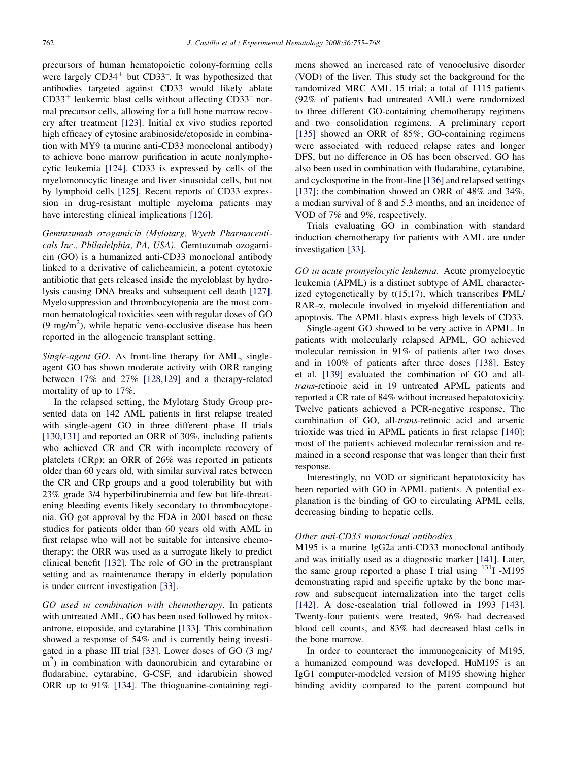precursors of human hematopoietic colony-forming cells were largely CD34$^+$ but CD33$^-$. It was hypothesized that antibodies targeted against CD33 would likely ablate CD33$^+$ leukemic blast cells without affecting CD33$^-$ normal precursor cells, allowing for a full bone marrow recovery after treatment [123]. Initial ex vivo studies reported high efficacy of cytosine arabinoside/etoposide in combination with MY9 (a murine anti-CD33 monoclonal antibody) to achieve bone marrow purification in acute nonlymphocytic leukemia [124]. CD33 is expressed by cells of the myelomonocytic lineage and liver sinusoidal cells, but not by lymphoid cells [125]. Recent reports of CD33 expression in drug-resistant multiple myeloma patients may have interesting clinical implications [126].

*Gemtuzumab ozogamicin (Mylotarg, Wyeth Pharmaceuticals Inc., Philadelphia, PA, USA).* Gemtuzumab ozogamicin (GO) is a humanized anti-CD33 monoclonal antibody linked to a derivative of calicheamicin, a potent cytotoxic antibiotic that gets released inside the myeloblast by hydrolysis causing DNA breaks and subsequent cell death [127]. Myelosuppression and thrombocytopenia are the most common hematological toxicities seen with regular doses of GO (9 mg/m$^2$), while hepatic veno-occlusive disease has been reported in the allogeneic transplant setting.

*Single-agent GO.* As front-line therapy for AML, single-agent GO has shown moderate activity with ORR ranging between 17% and 27% [128,129] and a therapy-related mortality of up to 17%.

In the relapsed setting, the Mylotarg Study Group presented data on 142 AML patients in first relapse treated with single-agent GO in three different phase II trials [130,131] and reported an ORR of 30%, including patients who achieved CR and CR with incomplete recovery of platelets (CRp); an ORR of 26% was reported in patients older than 60 years old, with similar survival rates between the CR and CRp groups and a good tolerability but with 23% grade 3/4 hyperbilirubinemia and few but life-threatening bleeding events likely secondary to thrombocytopenia. GO got approval by the FDA in 2001 based on these studies for patients older than 60 years old with AML in first relapse who will not be suitable for intensive chemotherapy; the ORR was used as a surrogate likely to predict clinical benefit [132]. The role of GO in the pretransplant setting and as maintenance therapy in elderly population is under current investigation [33].

*GO used in combination with chemotherapy.* In patients with untreated AML, GO has been used followed by mitoxantrone, etoposide, and cytarabine [133]. This combination showed a response of 54% and is currently being investigated in a phase III trial [33]. Lower doses of GO (3 mg/m$^2$) in combination with daunorubicin and cytarabine or fludarabine, cytarabine, G-CSF, and idarubicin showed ORR up to 91% [134]. The thioguanine-containing regimens showed an increased rate of venooclusive disorder (VOD) of the liver. This study set the background for the randomized MRC AML 15 trial; a total of 1115 patients (92% of patients had untreated AML) were randomized to three different GO-containing chemotherapy regimens and two consolidation regimens. A preliminary report [135] showed an ORR of 85%; GO-containing regimens were associated with reduced relapse rates and longer DFS, but no difference in OS has been observed. GO has also been used in combination with fludarabine, cytarabine, and cyclosporine in the front-line [136] and relapsed settings [137]; the combination showed an ORR of 48% and 34%, a median survival of 8 and 5.3 months, and an incidence of VOD of 7% and 9%, respectively.

Trials evaluating GO in combination with standard induction chemotherapy for patients with AML are under investigation [33].

*GO in acute promyelocytic leukemia.* Acute promyelocytic leukemia (APML) is a distinct subtype of AML characterized cytogenetically by t(15;17), which transcribes PML/RAR-α, molecule involved in myeloid differentiation and apoptosis. The APML blasts express high levels of CD33.

Single-agent GO showed to be very active in APML. In patients with molecularly relapsed APML, GO achieved molecular remission in 91% of patients after two doses and in 100% of patients after three doses [138]. Estey et al. [139] evaluated the combination of GO and all-*trans*-retinoic acid in 19 untreated APML patients and reported a CR rate of 84% without increased hepatotoxicity. Twelve patients achieved a PCR-negative response. The combination of GO, all-*trans*-retinoic acid and arsenic trioxide was tried in APML patients in first relapse [140]; most of the patients achieved molecular remission and remained in a second response that was longer than their first response.

Interestingly, no VOD or significant hepatotoxicity has been reported with GO in APML patients. A potential explanation is the binding of GO to circulating APML cells, decreasing binding to hepatic cells.

### Other anti-CD33 monoclonal antibodies

M195 is a murine IgG2a anti-CD33 monoclonal antibody and was initially used as a diagnostic marker [141]. Later, the same group reported a phase I trial using $^{131}$I -M195 demonstrating rapid and specific uptake by the bone marrow and subsequent internalization into the target cells [142]. A dose-escalation trial followed in 1993 [143]. Twenty-four patients were treated, 96% had decreased blood cell counts, and 83% had decreased blast cells in the bone marrow.

In order to counteract the immunogenicity of M195, a humanized compound was developed. HuM195 is an IgG1 computer-modeled version of M195 showing higher binding avidity compared to the parent compound but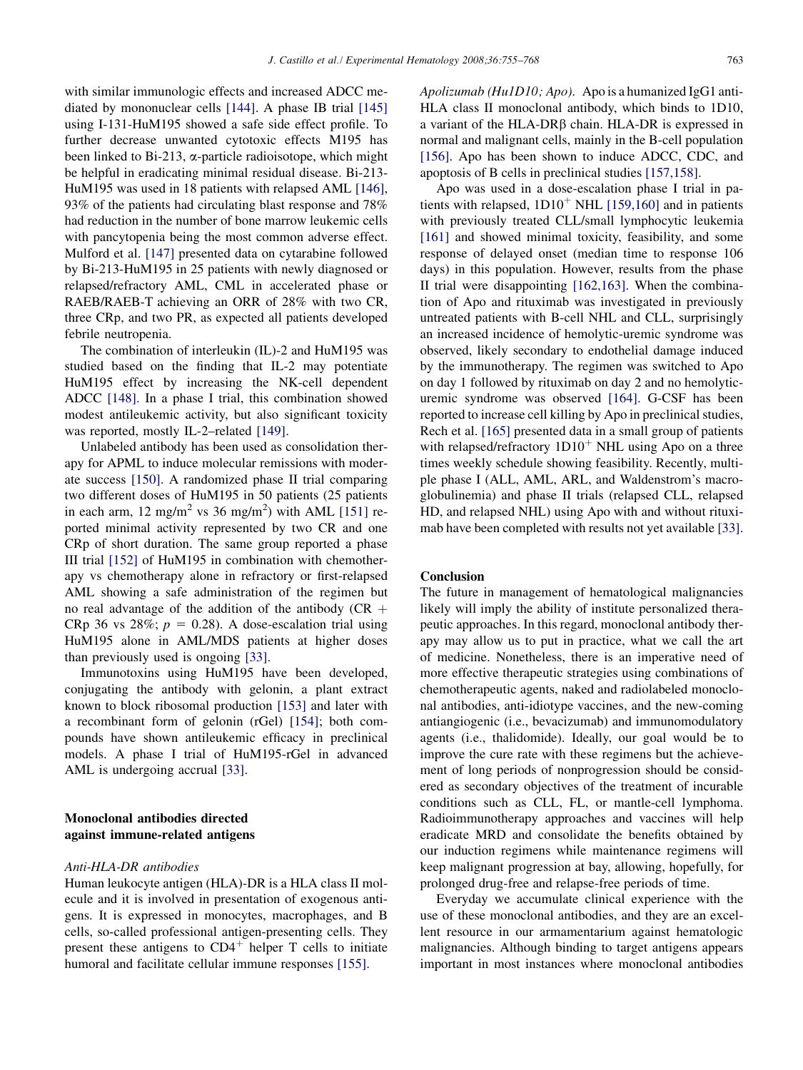with similar immunologic effects and increased ADCC mediated by mononuclear cells [144]. A phase IB trial [145] using I-131-HuM195 showed a safe side effect profile. To further decrease unwanted cytotoxic effects M195 has been linked to Bi-213, α-particle radioisotope, which might be helpful in eradicating minimal residual disease. Bi-213-HuM195 was used in 18 patients with relapsed AML [146], 93% of the patients had circulating blast response and 78% had reduction in the number of bone marrow leukemic cells with pancytopenia being the most common adverse effect. Mulford et al. [147] presented data on cytarabine followed by Bi-213-HuM195 in 25 patients with newly diagnosed or relapsed/refractory AML, CML in accelerated phase or RAEB/RAEB-T achieving an ORR of 28% with two CR, three CRp, and two PR, as expected all patients developed febrile neutropenia.

The combination of interleukin (IL)-2 and HuM195 was studied based on the finding that IL-2 may potentiate HuM195 effect by increasing the NK-cell dependent ADCC [148]. In a phase I trial, this combination showed modest antileukemic activity, but also significant toxicity was reported, mostly IL-2–related [149].

Unlabeled antibody has been used as consolidation therapy for APML to induce molecular remissions with moderate success [150]. A randomized phase II trial comparing two different doses of HuM195 in 50 patients (25 patients in each arm, 12 mg/m$^2$ vs 36 mg/m$^2$) with AML [151] reported minimal activity represented by two CR and one CRp of short duration. The same group reported a phase III trial [152] of HuM195 in combination with chemotherapy vs chemotherapy alone in refractory or first-relapsed AML showing a safe administration of the regimen but no real advantage of the addition of the antibody (CR + CRp 36 vs 28%; $p = 0.28$). A dose-escalation trial using HuM195 alone in AML/MDS patients at higher doses than previously used is ongoing [33].

Immunotoxins using HuM195 have been developed, conjugating the antibody with gelonin, a plant extract known to block ribosomal production [153] and later with a recombinant form of gelonin (rGel) [154]; both compounds have shown antileukemic efficacy in preclinical models. A phase I trial of HuM195-rGel in advanced AML is undergoing accrual [33].

## Monoclonal antibodies directed against immune-related antigens

### *Anti-HLA-DR antibodies*

Human leukocyte antigen (HLA)-DR is a HLA class II molecule and it is involved in presentation of exogenous antigens. It is expressed in monocytes, macrophages, and B cells, so-called professional antigen-presenting cells. They present these antigens to CD4$^+$ helper T cells to initiate humoral and facilitate cellular immune responses [155].

*Apolizumab (Hu1D10; Apo).* Apo is a humanized IgG1 anti-HLA class II monoclonal antibody, which binds to 1D10, a variant of the HLA-DRβ chain. HLA-DR is expressed in normal and malignant cells, mainly in the B-cell population [156]. Apo has been shown to induce ADCC, CDC, and apoptosis of B cells in preclinical studies [157,158].

Apo was used in a dose-escalation phase I trial in patients with relapsed, 1D10$^+$ NHL [159,160] and in patients with previously treated CLL/small lymphocytic leukemia [161] and showed minimal toxicity, feasibility, and some response of delayed onset (median time to response 106 days) in this population. However, results from the phase II trial were disappointing [162,163]. When the combination of Apo and rituximab was investigated in previously untreated patients with B-cell NHL and CLL, surprisingly an increased incidence of hemolytic-uremic syndrome was observed, likely secondary to endothelial damage induced by the immunotherapy. The regimen was switched to Apo on day 1 followed by rituximab on day 2 and no hemolytic-uremic syndrome was observed [164]. G-CSF has been reported to increase cell killing by Apo in preclinical studies, Rech et al. [165] presented data in a small group of patients with relapsed/refractory 1D10$^+$ NHL using Apo on a three times weekly schedule showing feasibility. Recently, multiple phase I (ALL, AML, ARL, and Waldenstrom's macroglobulinemia) and phase II trials (relapsed CLL, relapsed HD, and relapsed NHL) using Apo with and without rituximab have been completed with results not yet available [33].

## Conclusion

The future in management of hematological malignancies likely will imply the ability of institute personalized therapeutic approaches. In this regard, monoclonal antibody therapy may allow us to put in practice, what we call the art of medicine. Nonetheless, there is an imperative need of more effective therapeutic strategies using combinations of chemotherapeutic agents, naked and radiolabeled monoclonal antibodies, anti-idiotype vaccines, and the new-coming antiangiogenic (i.e., bevacizumab) and immunomodulatory agents (i.e., thalidomide). Ideally, our goal would be to improve the cure rate with these regimens but the achievement of long periods of nonprogression should be considered as secondary objectives of the treatment of incurable conditions such as CLL, FL, or mantle-cell lymphoma. Radioimmunotherapy approaches and vaccines will help eradicate MRD and consolidate the benefits obtained by our induction regimens while maintenance regimens will keep malignant progression at bay, allowing, hopefully, for prolonged drug-free and relapse-free periods of time.

Everyday we accumulate clinical experience with the use of these monoclonal antibodies, and they are an excellent resource in our armamentarium against hematologic malignancies. Although binding to target antigens appears important in most instances where monoclonal antibodies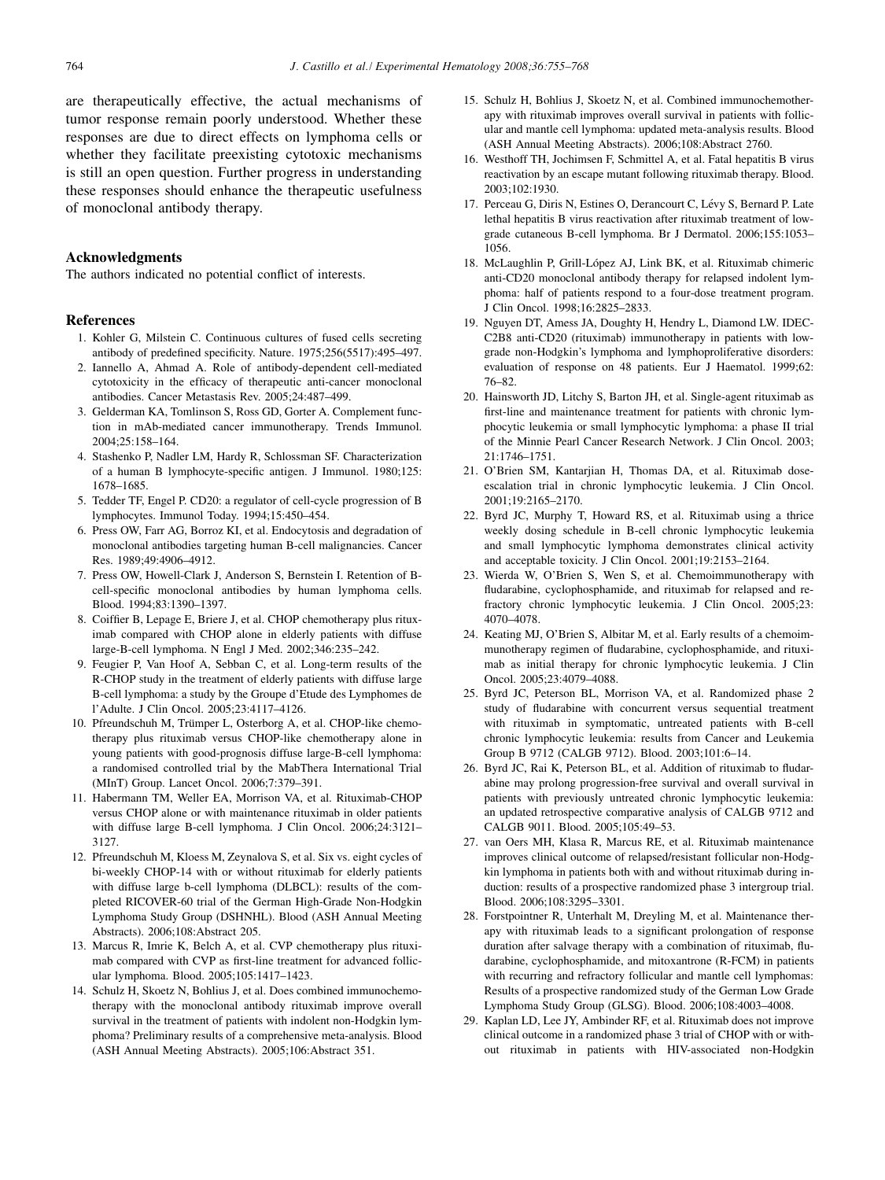are therapeutically effective, the actual mechanisms of tumor response remain poorly understood. Whether these responses are due to direct effects on lymphoma cells or whether they facilitate preexisting cytotoxic mechanisms is still an open question. Further progress in understanding these responses should enhance the therapeutic usefulness of monoclonal antibody therapy.

## Acknowledgments

The authors indicated no potential conflict of interests.

## References

1. Kohler G, Milstein C. Continuous cultures of fused cells secreting antibody of predefined specificity. Nature. 1975;256(5517):495–497.
2. Iannello A, Ahmad A. Role of antibody-dependent cell-mediated cytotoxicity in the efficacy of therapeutic anti-cancer monoclonal antibodies. Cancer Metastasis Rev. 2005;24:487–499.
3. Gelderman KA, Tomlinson S, Ross GD, Gorter A. Complement function in mAb-mediated cancer immunotherapy. Trends Immunol. 2004;25:158–164.
4. Stashenko P, Nadler LM, Hardy R, Schlossman SF. Characterization of a human B lymphocyte-specific antigen. J Immunol. 1980;125:1678–1685.
5. Tedder TF, Engel P. CD20: a regulator of cell-cycle progression of B lymphocytes. Immunol Today. 1994;15:450–454.
6. Press OW, Farr AG, Borroz KI, et al. Endocytosis and degradation of monoclonal antibodies targeting human B-cell malignancies. Cancer Res. 1989;49:4906–4912.
7. Press OW, Howell-Clark J, Anderson S, Bernstein I. Retention of B-cell-specific monoclonal antibodies by human lymphoma cells. Blood. 1994;83:1390–1397.
8. Coiffier B, Lepage E, Briere J, et al. CHOP chemotherapy plus rituximab compared with CHOP alone in elderly patients with diffuse large-B-cell lymphoma. N Engl J Med. 2002;346:235–242.
9. Feugier P, Van Hoof A, Sebban C, et al. Long-term results of the R-CHOP study in the treatment of elderly patients with diffuse large B-cell lymphoma: a study by the Groupe d'Etude des Lymphomes de l'Adulte. J Clin Oncol. 2005;23:4117–4126.
10. Pfreundschuh M, Trümper L, Osterborg A, et al. CHOP-like chemotherapy plus rituximab versus CHOP-like chemotherapy alone in young patients with good-prognosis diffuse large-B-cell lymphoma: a randomised controlled trial by the MabThera International Trial (MInT) Group. Lancet Oncol. 2006;7:379–391.
11. Habermann TM, Weller EA, Morrison VA, et al. Rituximab-CHOP versus CHOP alone or with maintenance rituximab in older patients with diffuse large B-cell lymphoma. J Clin Oncol. 2006;24:3121–3127.
12. Pfreundschuh M, Kloess M, Zeynalova S, et al. Six vs. eight cycles of bi-weekly CHOP-14 with or without rituximab for elderly patients with diffuse large b-cell lymphoma (DLBCL): results of the completed RICOVER-60 trial of the German High-Grade Non-Hodgkin Lymphoma Study Group (DSHNHL). Blood (ASH Annual Meeting Abstracts). 2006;108:Abstract 205.
13. Marcus R, Imrie K, Belch A, et al. CVP chemotherapy plus rituximab compared with CVP as first-line treatment for advanced follicular lymphoma. Blood. 2005;105:1417–1423.
14. Schulz H, Skoetz N, Bohlius J, et al. Does combined immunochemotherapy with the monoclonal antibody rituximab improve overall survival in the treatment of patients with indolent non-Hodgkin lymphoma? Preliminary results of a comprehensive meta-analysis. Blood (ASH Annual Meeting Abstracts). 2005;106:Abstract 351.
15. Schulz H, Bohlius J, Skoetz N, et al. Combined immunochemotherapy with rituximab improves overall survival in patients with follicular and mantle cell lymphoma: updated meta-analysis results. Blood (ASH Annual Meeting Abstracts). 2006;108:Abstract 2760.
16. Westhoff TH, Jochimsen F, Schmittel A, et al. Fatal hepatitis B virus reactivation by an escape mutant following rituximab therapy. Blood. 2003;102:1930.
17. Perceau G, Diris N, Estines O, Derancourt C, Lévy S, Bernard P. Late lethal hepatitis B virus reactivation after rituximab treatment of low-grade cutaneous B-cell lymphoma. Br J Dermatol. 2006;155:1053–1056.
18. McLaughlin P, Grill-López AJ, Link BK, et al. Rituximab chimeric anti-CD20 monoclonal antibody therapy for relapsed indolent lymphoma: half of patients respond to a four-dose treatment program. J Clin Oncol. 1998;16:2825–2833.
19. Nguyen DT, Amess JA, Doughty H, Hendry L, Diamond LW. IDEC-C2B8 anti-CD20 (rituximab) immunotherapy in patients with low-grade non-Hodgkin's lymphoma and lymphoproliferative disorders: evaluation of response on 48 patients. Eur J Haematol. 1999;62:76–82.
20. Hainsworth JD, Litchy S, Barton JH, et al. Single-agent rituximab as first-line and maintenance treatment for patients with chronic lymphocytic leukemia or small lymphocytic lymphoma: a phase II trial of the Minnie Pearl Cancer Research Network. J Clin Oncol. 2003;21:1746–1751.
21. O'Brien SM, Kantarjian H, Thomas DA, et al. Rituximab dose-escalation trial in chronic lymphocytic leukemia. J Clin Oncol. 2001;19:2165–2170.
22. Byrd JC, Murphy T, Howard RS, et al. Rituximab using a thrice weekly dosing schedule in B-cell chronic lymphocytic leukemia and small lymphocytic lymphoma demonstrates clinical activity and acceptable toxicity. J Clin Oncol. 2001;19:2153–2164.
23. Wierda W, O'Brien S, Wen S, et al. Chemoimmunotherapy with fludarabine, cyclophosphamide, and rituximab for relapsed and refractory chronic lymphocytic leukemia. J Clin Oncol. 2005;23:4070–4078.
24. Keating MJ, O'Brien S, Albitar M, et al. Early results of a chemoimmunotherapy regimen of fludarabine, cyclophosphamide, and rituximab as initial therapy for chronic lymphocytic leukemia. J Clin Oncol. 2005;23:4079–4088.
25. Byrd JC, Peterson BL, Morrison VA, et al. Randomized phase 2 study of fludarabine with concurrent versus sequential treatment with rituximab in symptomatic, untreated patients with B-cell chronic lymphocytic leukemia: results from Cancer and Leukemia Group B 9712 (CALGB 9712). Blood. 2003;101:6–14.
26. Byrd JC, Rai K, Peterson BL, et al. Addition of rituximab to fludarabine may prolong progression-free survival and overall survival in patients with previously untreated chronic lymphocytic leukemia: an updated retrospective comparative analysis of CALGB 9712 and CALGB 9011. Blood. 2005;105:49–53.
27. van Oers MH, Klasa R, Marcus RE, et al. Rituximab maintenance improves clinical outcome of relapsed/resistant follicular non-Hodgkin lymphoma in patients both with and without rituximab during induction: results of a prospective randomized phase 3 intergroup trial. Blood. 2006;108:3295–3301.
28. Forstpointner R, Unterhalt M, Dreyling M, et al. Maintenance therapy with rituximab leads to a significant prolongation of response duration after salvage therapy with a combination of rituximab, fludarabine, cyclophosphamide, and mitoxantrone (R-FCM) in patients with recurring and refractory follicular and mantle cell lymphomas: Results of a prospective randomized study of the German Low Grade Lymphoma Study Group (GLSG). Blood. 2006;108:4003–4008.
29. Kaplan LD, Lee JY, Ambinder RF, et al. Rituximab does not improve clinical outcome in a randomized phase 3 trial of CHOP with or without rituximab in patients with HIV-associated non-Hodgkin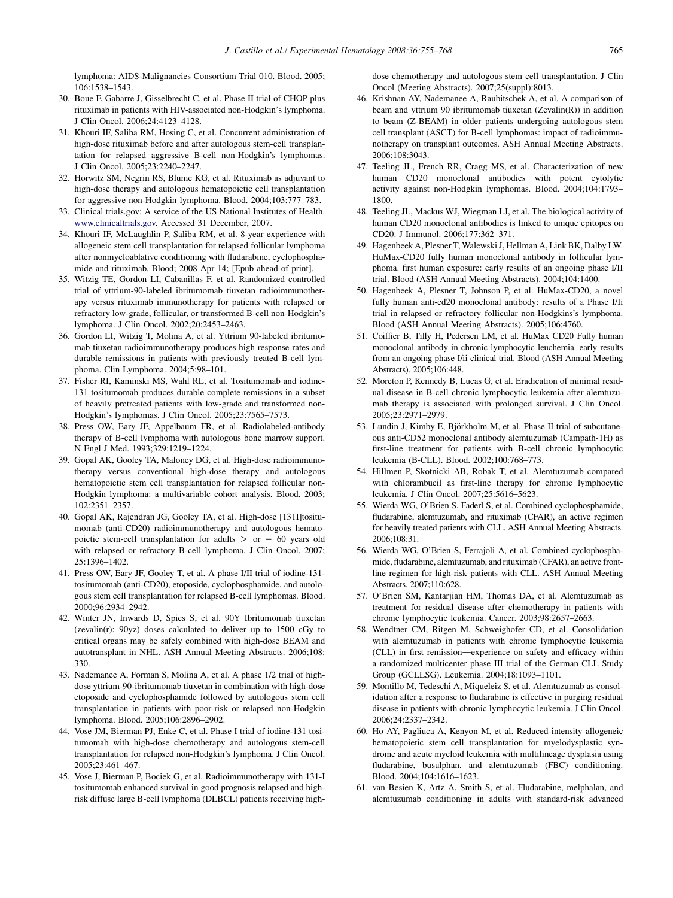lymphoma: AIDS-Malignancies Consortium Trial 010. Blood. 2005; 106:1538–1543.

30. Boue F, Gabarre J, Gisselbrecht C, et al. Phase II trial of CHOP plus rituximab in patients with HIV-associated non-Hodgkin's lymphoma. J Clin Oncol. 2006;24:4123–4128.
31. Khouri IF, Saliba RM, Hosing C, et al. Concurrent administration of high-dose rituximab before and after autologous stem-cell transplantation for relapsed aggressive B-cell non-Hodgkin's lymphomas. J Clin Oncol. 2005;23:2240–2247.
32. Horwitz SM, Negrin RS, Blume KG, et al. Rituximab as adjuvant to high-dose therapy and autologous hematopoietic cell transplantation for aggressive non-Hodgkin lymphoma. Blood. 2004;103:777–783.
33. Clinical trials.gov: A service of the US National Institutes of Health. www.clinicaltrials.gov. Accessed 31 December, 2007.
34. Khouri IF, McLaughlin P, Saliba RM, et al. 8-year experience with allogeneic stem cell transplantation for relapsed follicular lymphoma after nonmyeloablative conditioning with fludarabine, cyclophosphamide and rituximab. Blood; 2008 Apr 14; [Epub ahead of print].
35. Witzig TE, Gordon LI, Cabanillas F, et al. Randomized controlled trial of yttrium-90-labeled ibritumomab tiuxetan radioimmunotherapy versus rituximab immunotherapy for patients with relapsed or refractory low-grade, follicular, or transformed B-cell non-Hodgkin's lymphoma. J Clin Oncol. 2002;20:2453–2463.
36. Gordon LI, Witzig T, Molina A, et al. Yttrium 90-labeled ibritumomab tiuxetan radioimmunotherapy produces high response rates and durable remissions in patients with previously treated B-cell lymphoma. Clin Lymphoma. 2004;5:98–101.
37. Fisher RI, Kaminski MS, Wahl RL, et al. Tositumomab and iodine-131 tositumomab produces durable complete remissions in a subset of heavily pretreated patients with low-grade and transformed non-Hodgkin's lymphomas. J Clin Oncol. 2005;23:7565–7573.
38. Press OW, Eary JF, Appelbaum FR, et al. Radiolabeled-antibody therapy of B-cell lymphoma with autologous bone marrow support. N Engl J Med. 1993;329:1219–1224.
39. Gopal AK, Gooley TA, Maloney DG, et al. High-dose radioimmunotherapy versus conventional high-dose therapy and autologous hematopoietic stem cell transplantation for relapsed follicular non-Hodgkin lymphoma: a multivariable cohort analysis. Blood. 2003; 102:2351–2357.
40. Gopal AK, Rajendran JG, Gooley TA, et al. High-dose [131I]tositumomab (anti-CD20) radioimmunotherapy and autologous hematopoietic stem-cell transplantation for adults > or = 60 years old with relapsed or refractory B-cell lymphoma. J Clin Oncol. 2007; 25:1396–1402.
41. Press OW, Eary JF, Gooley T, et al. A phase I/II trial of iodine-131-tositumomab (anti-CD20), etoposide, cyclophosphamide, and autologous stem cell transplantation for relapsed B-cell lymphomas. Blood. 2000;96:2934–2942.
42. Winter JN, Inwards D, Spies S, et al. 90Y Ibritumomab tiuxetan (zevalin(r); 90yz) doses calculated to deliver up to 1500 cGy to critical organs may be safely combined with high-dose BEAM and autotransplant in NHL. ASH Annual Meeting Abstracts. 2006;108: 330.
43. Nademanee A, Forman S, Molina A, et al. A phase 1/2 trial of high-dose yttrium-90-ibritumomab tiuxetan in combination with high-dose etoposide and cyclophosphamide followed by autologous stem cell transplantation in patients with poor-risk or relapsed non-Hodgkin lymphoma. Blood. 2005;106:2896–2902.
44. Vose JM, Bierman PJ, Enke C, et al. Phase I trial of iodine-131 tositumomab with high-dose chemotherapy and autologous stem-cell transplantation for relapsed non-Hodgkin's lymphoma. J Clin Oncol. 2005;23:461–467.
45. Vose J, Bierman P, Bociek G, et al. Radioimmunotherapy with 131-I tositumomab enhanced survival in good prognosis relapsed and high-risk diffuse large B-cell lymphoma (DLBCL) patients receiving high-dose chemotherapy and autologous stem cell transplantation. J Clin Oncol (Meeting Abstracts). 2007;25(suppl):8013.
46. Krishnan AY, Nademanee A, Raubitschek A, et al. A comparison of beam and yttrium 90 ibritumomab tiuxetan (Zevalin(R)) in addition to beam (Z-BEAM) in older patients undergoing autologous stem cell transplant (ASCT) for B-cell lymphomas: impact of radioimmunotherapy on transplant outcomes. ASH Annual Meeting Abstracts. 2006;108:3043.
47. Teeling JL, French RR, Cragg MS, et al. Characterization of new human CD20 monoclonal antibodies with potent cytolytic activity against non-Hodgkin lymphomas. Blood. 2004;104:1793–1800.
48. Teeling JL, Mackus WJ, Wiegman LJ, et al. The biological activity of human CD20 monoclonal antibodies is linked to unique epitopes on CD20. J Immunol. 2006;177:362–371.
49. Hagenbeek A, Plesner T, Walewski J, Hellman A, Link BK, Dalby LW. HuMax-CD20 fully human monoclonal antibody in follicular lymphoma. first human exposure: early results of an ongoing phase I/II trial. Blood (ASH Annual Meeting Abstracts). 2004;104:1400.
50. Hagenbeek A, Plesner T, Johnson P, et al. HuMax-CD20, a novel fully human anti-cd20 monoclonal antibody: results of a Phase I/Ii trial in relapsed or refractory follicular non-Hodgkins's lymphoma. Blood (ASH Annual Meeting Abstracts). 2005;106:4760.
51. Coiffier B, Tilly H, Pedersen LM, et al. HuMax CD20 Fully human monoclonal antibody in chronic lymphocytic leuchemia. early results from an ongoing phase I/ii clinical trial. Blood (ASH Annual Meeting Abstracts). 2005;106:448.
52. Moreton P, Kennedy B, Lucas G, et al. Eradication of minimal residual disease in B-cell chronic lymphocytic leukemia after alemtuzumab therapy is associated with prolonged survival. J Clin Oncol. 2005;23:2971–2979.
53. Lundin J, Kimby E, Björkholm M, et al. Phase II trial of subcutaneous anti-CD52 monoclonal antibody alemtuzumab (Campath-1H) as first-line treatment for patients with B-cell chronic lymphocytic leukemia (B-CLL). Blood. 2002;100:768–773.
54. Hillmen P, Skotnicki AB, Robak T, et al. Alemtuzumab compared with chlorambucil as first-line therapy for chronic lymphocytic leukemia. J Clin Oncol. 2007;25:5616–5623.
55. Wierda WG, O'Brien S, Faderl S, et al. Combined cyclophosphamide, fludarabine, alemtuzumab, and rituximab (CFAR), an active regimen for heavily treated patients with CLL. ASH Annual Meeting Abstracts. 2006;108:31.
56. Wierda WG, O'Brien S, Ferrajoli A, et al. Combined cyclophosphamide, fludarabine, alemtuzumab, and rituximab (CFAR), an active front-line regimen for high-risk patients with CLL. ASH Annual Meeting Abstracts. 2007;110:628.
57. O'Brien SM, Kantarjian HM, Thomas DA, et al. Alemtuzumab as treatment for residual disease after chemotherapy in patients with chronic lymphocytic leukemia. Cancer. 2003;98:2657–2663.
58. Wendtner CM, Ritgen M, Schweighofer CD, et al. Consolidation with alemtuzumab in patients with chronic lymphocytic leukemia (CLL) in first remission—experience on safety and efficacy within a randomized multicenter phase III trial of the German CLL Study Group (GCLLSG). Leukemia. 2004;18:1093–1101.
59. Montillo M, Tedeschi A, Miqueleiz S, et al. Alemtuzumab as consolidation after a response to fludarabine is effective in purging residual disease in patients with chronic lymphocytic leukemia. J Clin Oncol. 2006;24:2337–2342.
60. Ho AY, Pagliuca A, Kenyon M, et al. Reduced-intensity allogeneic hematopoietic stem cell transplantation for myelodysplastic syndrome and acute myeloid leukemia with multilineage dysplasia using fludarabine, busulphan, and alemtuzumab (FBC) conditioning. Blood. 2004;104:1616–1623.
61. van Besien K, Artz A, Smith S, et al. Fludarabine, melphalan, and alemtuzumab conditioning in adults with standard-risk advanced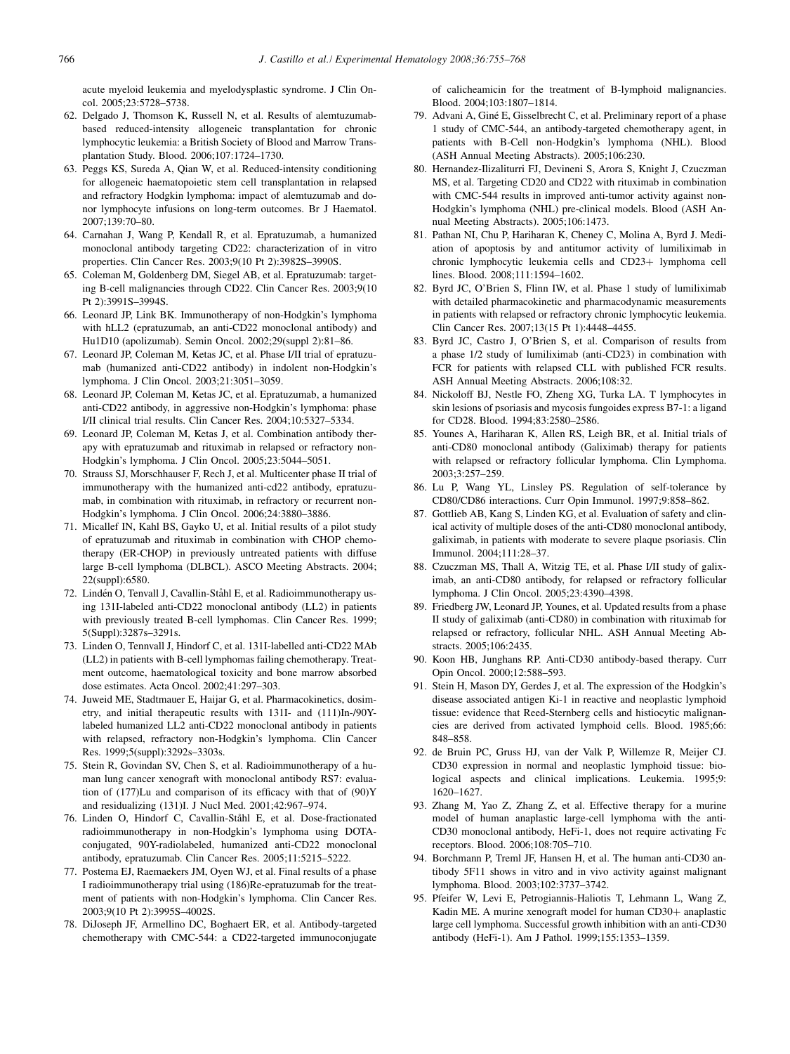acute myeloid leukemia and myelodysplastic syndrome. J Clin Oncol. 2005;23:5728–5738.

62. Delgado J, Thomson K, Russell N, et al. Results of alemtuzumab-based reduced-intensity allogeneic transplantation for chronic lymphocytic leukemia: a British Society of Blood and Marrow Transplantation Study. Blood. 2006;107:1724–1730.
63. Peggs KS, Sureda A, Qian W, et al. Reduced-intensity conditioning for allogeneic haematopoietic stem cell transplantation in relapsed and refractory Hodgkin lymphoma: impact of alemtuzumab and donor lymphocyte infusions on long-term outcomes. Br J Haematol. 2007;139:70–80.
64. Carnahan J, Wang P, Kendall R, et al. Epratuzumab, a humanized monoclonal antibody targeting CD22: characterization of in vitro properties. Clin Cancer Res. 2003;9(10 Pt 2):3982S–3990S.
65. Coleman M, Goldenberg DM, Siegel AB, et al. Epratuzumab: targeting B-cell malignancies through CD22. Clin Cancer Res. 2003;9(10 Pt 2):3991S–3994S.
66. Leonard JP, Link BK. Immunotherapy of non-Hodgkin's lymphoma with hLL2 (epratuzumab, an anti-CD22 monoclonal antibody) and Hu1D10 (apolizumab). Semin Oncol. 2002;29(suppl 2):81–86.
67. Leonard JP, Coleman M, Ketas JC, et al. Phase I/II trial of epratuzumab (humanized anti-CD22 antibody) in indolent non-Hodgkin's lymphoma. J Clin Oncol. 2003;21:3051–3059.
68. Leonard JP, Coleman M, Ketas JC, et al. Epratuzumab, a humanized anti-CD22 antibody, in aggressive non-Hodgkin's lymphoma: phase I/II clinical trial results. Clin Cancer Res. 2004;10:5327–5334.
69. Leonard JP, Coleman M, Ketas J, et al. Combination antibody therapy with epratuzumab and rituximab in relapsed or refractory non-Hodgkin's lymphoma. J Clin Oncol. 2005;23:5044–5051.
70. Strauss SJ, Morschhauser F, Rech J, et al. Multicenter phase II trial of immunotherapy with the humanized anti-cd22 antibody, epratuzumab, in combination with rituximab, in refractory or recurrent non-Hodgkin's lymphoma. J Clin Oncol. 2006;24:3880–3886.
71. Micallef IN, Kahl BS, Gayko U, et al. Initial results of a pilot study of epratuzumab and rituximab in combination with CHOP chemotherapy (ER-CHOP) in previously untreated patients with diffuse large B-cell lymphoma (DLBCL). ASCO Meeting Abstracts. 2004; 22(suppl):6580.
72. Lindén O, Tenvall J, Cavallin-Ståhl E, et al. Radioimmunotherapy using 131I-labeled anti-CD22 monoclonal antibody (LL2) in patients with previously treated B-cell lymphomas. Clin Cancer Res. 1999; 5(Suppl):3287s–3291s.
73. Linden O, Tennvall J, Hindorf C, et al. 131I-labelled anti-CD22 MAb (LL2) in patients with B-cell lymphomas failing chemotherapy. Treatment outcome, haematological toxicity and bone marrow absorbed dose estimates. Acta Oncol. 2002;41:297–303.
74. Juweid ME, Stadtmauer E, Hajjar G, et al. Pharmacokinetics, dosimetry, and initial therapeutic results with 131I- and (111)In-/90Y-labeled humanized LL2 anti-CD22 monoclonal antibody in patients with relapsed, refractory non-Hodgkin's lymphoma. Clin Cancer Res. 1999;5(suppl):3292s–3303s.
75. Stein R, Govindan SV, Chen S, et al. Radioimmunotherapy of a human lung cancer xenograft with monoclonal antibody RS7: evaluation of (177)Lu and comparison of its efficacy with that of (90)Y and residualizing (131)I. J Nucl Med. 2001;42:967–974.
76. Linden O, Hindorf C, Cavallin-Ståhl E, et al. Dose-fractionated radioimmunotherapy in non-Hodgkin's lymphoma using DOTA-conjugated, 90Y-radiolabeled, humanized anti-CD22 monoclonal antibody, epratuzumab. Clin Cancer Res. 2005;11:5215–5222.
77. Postema EJ, Raemaekers JM, Oyen WJ, et al. Final results of a phase I radioimmunotherapy trial using (186)Re-epratuzumab for the treatment of patients with non-Hodgkin's lymphoma. Clin Cancer Res. 2003;9(10 Pt 2):3995S–4002S.
78. DiJoseph JF, Armellino DC, Boghaert ER, et al. Antibody-targeted chemotherapy with CMC-544: a CD22-targeted immunoconjugate of calicheamicin for the treatment of B-lymphoid malignancies. Blood. 2004;103:1807–1814.
79. Advani A, Giné E, Gisselbrecht C, et al. Preliminary report of a phase 1 study of CMC-544, an antibody-targeted chemotherapy agent, in patients with B-Cell non-Hodgkin's lymphoma (NHL). Blood (ASH Annual Meeting Abstracts). 2005;106:230.
80. Hernandez-Ilizaliturri FJ, Devineni S, Arora S, Knight J, Czuczman MS, et al. Targeting CD20 and CD22 with rituximab in combination with CMC-544 results in improved anti-tumor activity against non-Hodgkin's lymphoma (NHL) pre-clinical models. Blood (ASH Annual Meeting Abstracts). 2005;106:1473.
81. Pathan NI, Chu P, Hariharan K, Cheney C, Molina A, Byrd J. Mediation of apoptosis by and antitumor activity of lumiliximab in chronic lymphocytic leukemia cells and CD23+ lymphoma cell lines. Blood. 2008;111:1594–1602.
82. Byrd JC, O'Brien S, Flinn IW, et al. Phase 1 study of lumiliximab with detailed pharmacokinetic and pharmacodynamic measurements in patients with relapsed or refractory chronic lymphocytic leukemia. Clin Cancer Res. 2007;13(15 Pt 1):4448–4455.
83. Byrd JC, Castro J, O'Brien S, et al. Comparison of results from a phase 1/2 study of lumiliximab (anti-CD23) in combination with FCR for patients with relapsed CLL with published FCR results. ASH Annual Meeting Abstracts. 2006;108:32.
84. Nickoloff BJ, Nestle FO, Zheng XG, Turka LA. T lymphocytes in skin lesions of psoriasis and mycosis fungoides express B7-1: a ligand for CD28. Blood. 1994;83:2580–2586.
85. Younes A, Hariharan K, Allen RS, Leigh BR, et al. Initial trials of anti-CD80 monoclonal antibody (Galiximab) therapy for patients with relapsed or refractory follicular lymphoma. Clin Lymphoma. 2003;3:257–259.
86. Lu P, Wang YL, Linsley PS. Regulation of self-tolerance by CD80/CD86 interactions. Curr Opin Immunol. 1997;9:858–862.
87. Gottlieb AB, Kang S, Linden KG, et al. Evaluation of safety and clinical activity of multiple doses of the anti-CD80 monoclonal antibody, galiximab, in patients with moderate to severe plaque psoriasis. Clin Immunol. 2004;111:28–37.
88. Czuczman MS, Thall A, Witzig TE, et al. Phase I/II study of galiximab, an anti-CD80 antibody, for relapsed or refractory follicular lymphoma. J Clin Oncol. 2005;23:4390–4398.
89. Friedberg JW, Leonard JP, Younes, et al. Updated results from a phase II study of galiximab (anti-CD80) in combination with rituximab for relapsed or refractory, follicular NHL. ASH Annual Meeting Abstracts. 2005;106:2435.
90. Koon HB, Junghans RP. Anti-CD30 antibody-based therapy. Curr Opin Oncol. 2000;12:588–593.
91. Stein H, Mason DY, Gerdes J, et al. The expression of the Hodgkin's disease associated antigen Ki-1 in reactive and neoplastic lymphoid tissue: evidence that Reed-Sternberg cells and histiocytic malignancies are derived from activated lymphoid cells. Blood. 1985;66: 848–858.
92. de Bruin PC, Gruss HJ, van der Valk P, Willemze R, Meijer CJ. CD30 expression in normal and neoplastic lymphoid tissue: biological aspects and clinical implications. Leukemia. 1995;9: 1620–1627.
93. Zhang M, Yao Z, Zhang Z, et al. Effective therapy for a murine model of human anaplastic large-cell lymphoma with the anti-CD30 monoclonal antibody, HeFi-1, does not require activating Fc receptors. Blood. 2006;108:705–710.
94. Borchmann P, Treml JF, Hansen H, et al. The human anti-CD30 antibody 5F11 shows in vitro and in vivo activity against malignant lymphoma. Blood. 2003;102:3737–3742.
95. Pfeifer W, Levi E, Petrogiannis-Haliotis T, Lehmann L, Wang Z, Kadin ME. A murine xenograft model for human CD30+ anaplastic large cell lymphoma. Successful growth inhibition with an anti-CD30 antibody (HeFi-1). Am J Pathol. 1999;155:1353–1359.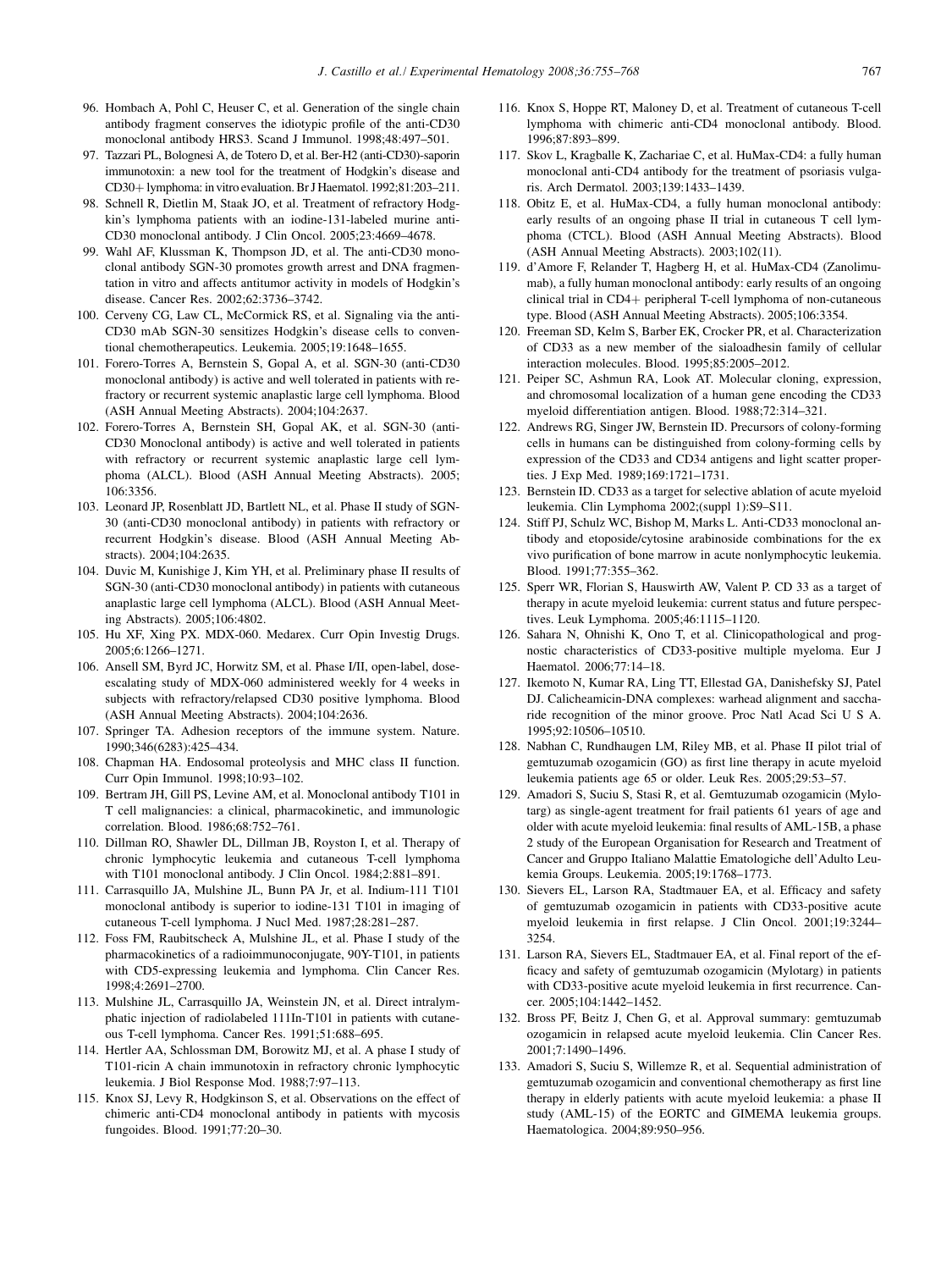96. Hombach A, Pohl C, Heuser C, et al. Generation of the single chain antibody fragment conserves the idiotypic profile of the anti-CD30 monoclonal antibody HRS3. Scand J Immunol. 1998;48:497–501.
97. Tazzari PL, Bolognesi A, de Totero D, et al. Ber-H2 (anti-CD30)-saporin immunotoxin: a new tool for the treatment of Hodgkin's disease and CD30+ lymphoma: in vitro evaluation. Br J Haematol. 1992;81:203–211.
98. Schnell R, Dietlin M, Staak JO, et al. Treatment of refractory Hodgkin's lymphoma patients with an iodine-131-labeled murine anti-CD30 monoclonal antibody. J Clin Oncol. 2005;23:4669–4678.
99. Wahl AF, Klussman K, Thompson JD, et al. The anti-CD30 monoclonal antibody SGN-30 promotes growth arrest and DNA fragmentation in vitro and affects antitumor activity in models of Hodgkin's disease. Cancer Res. 2002;62:3736–3742.
100. Cerveny CG, Law CL, McCormick RS, et al. Signaling via the anti-CD30 mAb SGN-30 sensitizes Hodgkin's disease cells to conventional chemotherapeutics. Leukemia. 2005;19:1648–1655.
101. Forero-Torres A, Bernstein S, Gopal A, et al. SGN-30 (anti-CD30 monoclonal antibody) is active and well tolerated in patients with refractory or recurrent systemic anaplastic large cell lymphoma. Blood (ASH Annual Meeting Abstracts). 2004;104:2637.
102. Forero-Torres A, Bernstein SH, Gopal AK, et al. SGN-30 (anti-CD30 Monoclonal antibody) is active and well tolerated in patients with refractory or recurrent systemic anaplastic large cell lymphoma (ALCL). Blood (ASH Annual Meeting Abstracts). 2005; 106:3356.
103. Leonard JP, Rosenblatt JD, Bartlett NL, et al. Phase II study of SGN-30 (anti-CD30 monoclonal antibody) in patients with refractory or recurrent Hodgkin's disease. Blood (ASH Annual Meeting Abstracts). 2004;104:2635.
104. Duvic M, Kunishige J, Kim YH, et al. Preliminary phase II results of SGN-30 (anti-CD30 monoclonal antibody) in patients with cutaneous anaplastic large cell lymphoma (ALCL). Blood (ASH Annual Meeting Abstracts). 2005;106:4802.
105. Hu XF, Xing PX. MDX-060. Medarex. Curr Opin Investig Drugs. 2005;6:1266–1271.
106. Ansell SM, Byrd JC, Horwitz SM, et al. Phase I/II, open-label, dose-escalating study of MDX-060 administered weekly for 4 weeks in subjects with refractory/relapsed CD30 positive lymphoma. Blood (ASH Annual Meeting Abstracts). 2004;104:2636.
107. Springer TA. Adhesion receptors of the immune system. Nature. 1990;346(6283):425–434.
108. Chapman HA. Endosomal proteolysis and MHC class II function. Curr Opin Immunol. 1998;10:93–102.
109. Bertram JH, Gill PS, Levine AM, et al. Monoclonal antibody T101 in T cell malignancies: a clinical, pharmacokinetic, and immunologic correlation. Blood. 1986;68:752–761.
110. Dillman RO, Shawler DL, Dillman JB, Royston I, et al. Therapy of chronic lymphocytic leukemia and cutaneous T-cell lymphoma with T101 monoclonal antibody. J Clin Oncol. 1984;2:881–891.
111. Carrasquillo JA, Mulshine JL, Bunn PA Jr, et al. Indium-111 T101 monoclonal antibody is superior to iodine-131 T101 in imaging of cutaneous T-cell lymphoma. J Nucl Med. 1987;28:281–287.
112. Foss FM, Raubitscheck A, Mulshine JL, et al. Phase I study of the pharmacokinetics of a radioimmunoconjugate, 90Y-T101, in patients with CD5-expressing leukemia and lymphoma. Clin Cancer Res. 1998;4:2691–2700.
113. Mulshine JL, Carrasquillo JA, Weinstein JN, et al. Direct intralymphatic injection of radiolabeled 111In-T101 in patients with cutaneous T-cell lymphoma. Cancer Res. 1991;51:688–695.
114. Hertler AA, Schlossman DM, Borowitz MJ, et al. A phase I study of T101-ricin A chain immunotoxin in refractory chronic lymphocytic leukemia. J Biol Response Mod. 1988;7:97–113.
115. Knox SJ, Levy R, Hodgkinson S, et al. Observations on the effect of chimeric anti-CD4 monoclonal antibody in patients with mycosis fungoides. Blood. 1991;77:20–30.
116. Knox S, Hoppe RT, Maloney D, et al. Treatment of cutaneous T-cell lymphoma with chimeric anti-CD4 monoclonal antibody. Blood. 1996;87:893–899.
117. Skov L, Kragballe K, Zachariae C, et al. HuMax-CD4: a fully human monoclonal anti-CD4 antibody for the treatment of psoriasis vulgaris. Arch Dermatol. 2003;139:1433–1439.
118. Obitz E, et al. HuMax-CD4, a fully human monoclonal antibody: early results of an ongoing phase II trial in cutaneous T cell lymphoma (CTCL). Blood (ASH Annual Meeting Abstracts). Blood (ASH Annual Meeting Abstracts). 2003;102(11).
119. d'Amore F, Relander T, Hagberg H, et al. HuMax-CD4 (Zanolimumab), a fully human monoclonal antibody: early results of an ongoing clinical trial in CD4+ peripheral T-cell lymphoma of non-cutaneous type. Blood (ASH Annual Meeting Abstracts). 2005;106:3354.
120. Freeman SD, Kelm S, Barber EK, Crocker PR, et al. Characterization of CD33 as a new member of the sialoadhesin family of cellular interaction molecules. Blood. 1995;85:2005–2012.
121. Peiper SC, Ashmun RA, Look AT. Molecular cloning, expression, and chromosomal localization of a human gene encoding the CD33 myeloid differentiation antigen. Blood. 1988;72:314–321.
122. Andrews RG, Singer JW, Bernstein ID. Precursors of colony-forming cells in humans can be distinguished from colony-forming cells by expression of the CD33 and CD34 antigens and light scatter properties. J Exp Med. 1989;169:1721–1731.
123. Bernstein ID. CD33 as a target for selective ablation of acute myeloid leukemia. Clin Lymphoma 2002;(suppl 1):S9–S11.
124. Stiff PJ, Schulz WC, Bishop M, Marks L. Anti-CD33 monoclonal antibody and etoposide/cytosine arabinoside combinations for the ex vivo purification of bone marrow in acute nonlymphocytic leukemia. Blood. 1991;77:355–362.
125. Sperr WR, Florian S, Hauswirth AW, Valent P. CD 33 as a target of therapy in acute myeloid leukemia: current status and future perspectives. Leuk Lymphoma. 2005;46:1115–1120.
126. Sahara N, Ohnishi K, Ono T, et al. Clinicopathological and prognostic characteristics of CD33-positive multiple myeloma. Eur J Haematol. 2006;77:14–18.
127. Ikemoto N, Kumar RA, Ling TT, Ellestad GA, Danishefsky SJ, Patel DJ. Calicheamicin-DNA complexes: warhead alignment and saccharide recognition of the minor groove. Proc Natl Acad Sci U S A. 1995;92:10506–10510.
128. Nabhan C, Rundhaugen LM, Riley MB, et al. Phase II pilot trial of gemtuzumab ozogamicin (GO) as first line therapy in acute myeloid leukemia patients age 65 or older. Leuk Res. 2005;29:53–57.
129. Amadori S, Suciu S, Stasi R, et al. Gemtuzumab ozogamicin (Mylotarg) as single-agent treatment for frail patients 61 years of age and older with acute myeloid leukemia: final results of AML-15B, a phase 2 study of the European Organisation for Research and Treatment of Cancer and Gruppo Italiano Malattie Ematologiche dell'Adulto Leukemia Groups. Leukemia. 2005;19:1768–1773.
130. Sievers EL, Larson RA, Stadtmauer EA, et al. Efficacy and safety of gemtuzumab ozogamicin in patients with CD33-positive acute myeloid leukemia in first relapse. J Clin Oncol. 2001;19:3244–3254.
131. Larson RA, Sievers EL, Stadtmauer EA, et al. Final report of the efficacy and safety of gemtuzumab ozogamicin (Mylotarg) in patients with CD33-positive acute myeloid leukemia in first recurrence. Cancer. 2005;104:1442–1452.
132. Bross PF, Beitz J, Chen G, et al. Approval summary: gemtuzumab ozogamicin in relapsed acute myeloid leukemia. Clin Cancer Res. 2001;7:1490–1496.
133. Amadori S, Suciu S, Willemze R, et al. Sequential administration of gemtuzumab ozogamicin and conventional chemotherapy as first line therapy in elderly patients with acute myeloid leukemia: a phase II study (AML-15) of the EORTC and GIMEMA leukemia groups. Haematologica. 2004;89:950–956.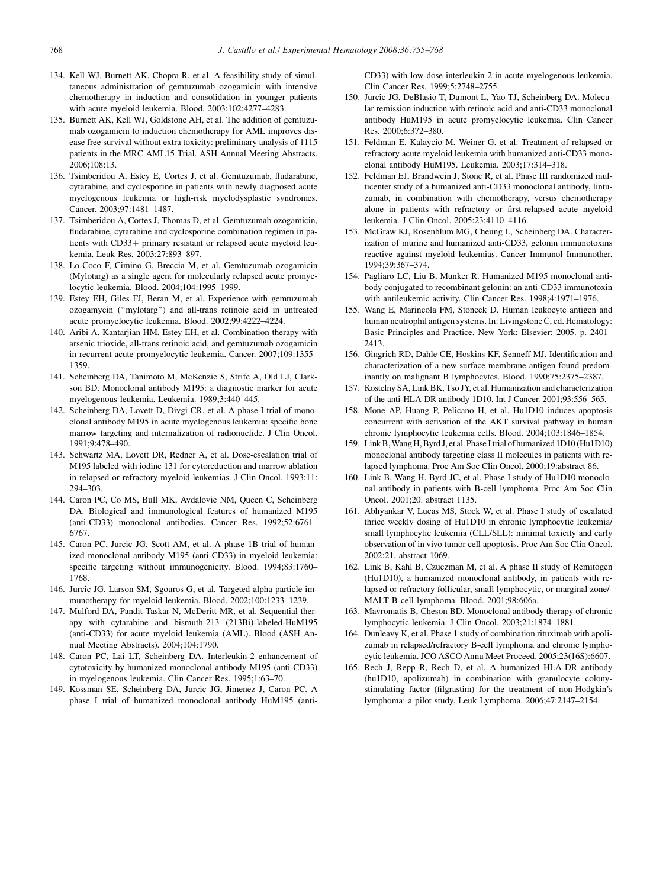134. Kell WJ, Burnett AK, Chopra R, et al. A feasibility study of simultaneous administration of gemtuzumab ozogamicin with intensive chemotherapy in induction and consolidation in younger patients with acute myeloid leukemia. Blood. 2003;102:4277–4283.
135. Burnett AK, Kell WJ, Goldstone AH, et al. The addition of gemtuzumab ozogamicin to induction chemotherapy for AML improves disease free survival without extra toxicity: preliminary analysis of 1115 patients in the MRC AML15 Trial. ASH Annual Meeting Abstracts. 2006;108:13.
136. Tsimberidou A, Estey E, Cortes J, et al. Gemtuzumab, fludarabine, cytarabine, and cyclosporine in patients with newly diagnosed acute myelogenous leukemia or high-risk myelodysplastic syndromes. Cancer. 2003;97:1481–1487.
137. Tsimberidou A, Cortes J, Thomas D, et al. Gemtuzumab ozogamicin, fludarabine, cytarabine and cyclosporine combination regimen in patients with CD33+ primary resistant or relapsed acute myeloid leukemia. Leuk Res. 2003;27:893–897.
138. Lo-Coco F, Cimino G, Breccia M, et al. Gemtuzumab ozogamicin (Mylotarg) as a single agent for molecularly relapsed acute promyelocytic leukemia. Blood. 2004;104:1995–1999.
139. Estey EH, Giles FJ, Beran M, et al. Experience with gemtuzumab ozogamycin ("mylotarg") and all-trans retinoic acid in untreated acute promyelocytic leukemia. Blood. 2002;99:4222–4224.
140. Aribi A, Kantarjian HM, Estey EH, et al. Combination therapy with arsenic trioxide, all-trans retinoic acid, and gemtuzumab ozogamicin in recurrent acute promyelocytic leukemia. Cancer. 2007;109:1355–1359.
141. Scheinberg DA, Tanimoto M, McKenzie S, Strife A, Old LJ, Clarkson BD. Monoclonal antibody M195: a diagnostic marker for acute myelogenous leukemia. Leukemia. 1989;3:440–445.
142. Scheinberg DA, Lovett D, Divgi CR, et al. A phase I trial of monoclonal antibody M195 in acute myelogenous leukemia: specific bone marrow targeting and internalization of radionuclide. J Clin Oncol. 1991;9:478–490.
143. Schwartz MA, Lovett DR, Redner A, et al. Dose-escalation trial of M195 labeled with iodine 131 for cytoreduction and marrow ablation in relapsed or refractory myeloid leukemias. J Clin Oncol. 1993;11: 294–303.
144. Caron PC, Co MS, Bull MK, Avdalovic NM, Queen C, Scheinberg DA. Biological and immunological features of humanized M195 (anti-CD33) monoclonal antibodies. Cancer Res. 1992;52:6761–6767.
145. Caron PC, Jurcic JG, Scott AM, et al. A phase 1B trial of humanized monoclonal antibody M195 (anti-CD33) in myeloid leukemia: specific targeting without immunogenicity. Blood. 1994;83:1760–1768.
146. Jurcic JG, Larson SM, Sgouros G, et al. Targeted alpha particle immunotherapy for myeloid leukemia. Blood. 2002;100:1233–1239.
147. Mulford DA, Pandit-Taskar N, McDeritt MR, et al. Sequential therapy with cytarabine and bismuth-213 (213Bi)-labeled-HuM195 (anti-CD33) for acute myeloid leukemia (AML). Blood (ASH Annual Meeting Abstracts). 2004;104:1790.
148. Caron PC, Lai LT, Scheinberg DA. Interleukin-2 enhancement of cytotoxicity by humanized monoclonal antibody M195 (anti-CD33) in myelogenous leukemia. Clin Cancer Res. 1995;1:63–70.
149. Kossman SE, Scheinberg DA, Jurcic JG, Jimenez J, Caron PC. A phase I trial of humanized monoclonal antibody HuM195 (anti-CD33) with low-dose interleukin 2 in acute myelogenous leukemia. Clin Cancer Res. 1999;5:2748–2755.
150. Jurcic JG, DeBlasio T, Dumont L, Yao TJ, Scheinberg DA. Molecular remission induction with retinoic acid and anti-CD33 monoclonal antibody HuM195 in acute promyelocytic leukemia. Clin Cancer Res. 2000;6:372–380.
151. Feldman E, Kalaycio M, Weiner G, et al. Treatment of relapsed or refractory acute myeloid leukemia with humanized anti-CD33 monoclonal antibody HuM195. Leukemia. 2003;17:314–318.
152. Feldman EJ, Brandwein J, Stone R, et al. Phase III randomized multicenter study of a humanized anti-CD33 monoclonal antibody, lintuzumab, in combination with chemotherapy, versus chemotherapy alone in patients with refractory or first-relapsed acute myeloid leukemia. J Clin Oncol. 2005;23:4110–4116.
153. McGraw KJ, Rosenblum MG, Cheung L, Scheinberg DA. Characterization of murine and humanized anti-CD33, gelonin immunotoxins reactive against myeloid leukemias. Cancer Immunol Immunother. 1994;39:367–374.
154. Pagliaro LC, Liu B, Munker R. Humanized M195 monoclonal antibody conjugated to recombinant gelonin: an anti-CD33 immunotoxin with antileukemic activity. Clin Cancer Res. 1998;4:1971–1976.
155. Wang E, Marincola FM, Stoncek D. Human leukocyte antigen and human neutrophil antigen systems. In: Livingstone C, ed. Hematology: Basic Principles and Practice. New York: Elsevier; 2005. p. 2401–2413.
156. Gingrich RD, Dahle CE, Hoskins KF, Senneff MJ. Identification and characterization of a new surface membrane antigen found predominantly on malignant B lymphocytes. Blood. 1990;75:2375–2387.
157. Kostelny SA, Link BK, Tso JY, et al. Humanization and characterization of the anti-HLA-DR antibody 1D10. Int J Cancer. 2001;93:556–565.
158. Mone AP, Huang P, Pelicano H, et al. Hu1D10 induces apoptosis concurrent with activation of the AKT survival pathway in human chronic lymphocytic leukemia cells. Blood. 2004;103:1846–1854.
159. Link B, Wang H, Byrd J, et al. Phase I trial of humanized 1D10 (Hu1D10) monoclonal antibody targeting class II molecules in patients with relapsed lymphoma. Proc Am Soc Clin Oncol. 2000;19:abstract 86.
160. Link B, Wang H, Byrd JC, et al. Phase I study of Hu1D10 monoclonal antibody in patients with B-cell lymphoma. Proc Am Soc Clin Oncol. 2001;20. abstract 1135.
161. Abhyankar V, Lucas MS, Stock W, et al. Phase I study of escalated thrice weekly dosing of Hu1D10 in chronic lymphocytic leukemia/small lymphocytic leukemia (CLL/SLL): minimal toxicity and early observation of in vivo tumor cell apoptosis. Proc Am Soc Clin Oncol. 2002;21. abstract 1069.
162. Link B, Kahl B, Czuczman M, et al. A phase II study of Remitogen (Hu1D10), a humanized monoclonal antibody, in patients with relapsed or refractory follicular, small lymphocytic, or marginal zone/-MALT B-cell lymphoma. Blood. 2001;98:606a.
163. Mavromatis B, Cheson BD. Monoclonal antibody therapy of chronic lymphocytic leukemia. J Clin Oncol. 2003;21:1874–1881.
164. Dunleavy K, et al. Phase 1 study of combination rituximab with apolizumab in relapsed/refractory B-cell lymphoma and chronic lymphocytic leukemia. JCO ASCO Annu Meet Proceed. 2005;23(16S):6607.
165. Rech J, Repp R, Rech D, et al. A humanized HLA-DR antibody (hu1D10, apolizumab) in combination with granulocyte colony-stimulating factor (filgrastim) for the treatment of non-Hodgkin's lymphoma: a pilot study. Leuk Lymphoma. 2006;47:2147–2154.